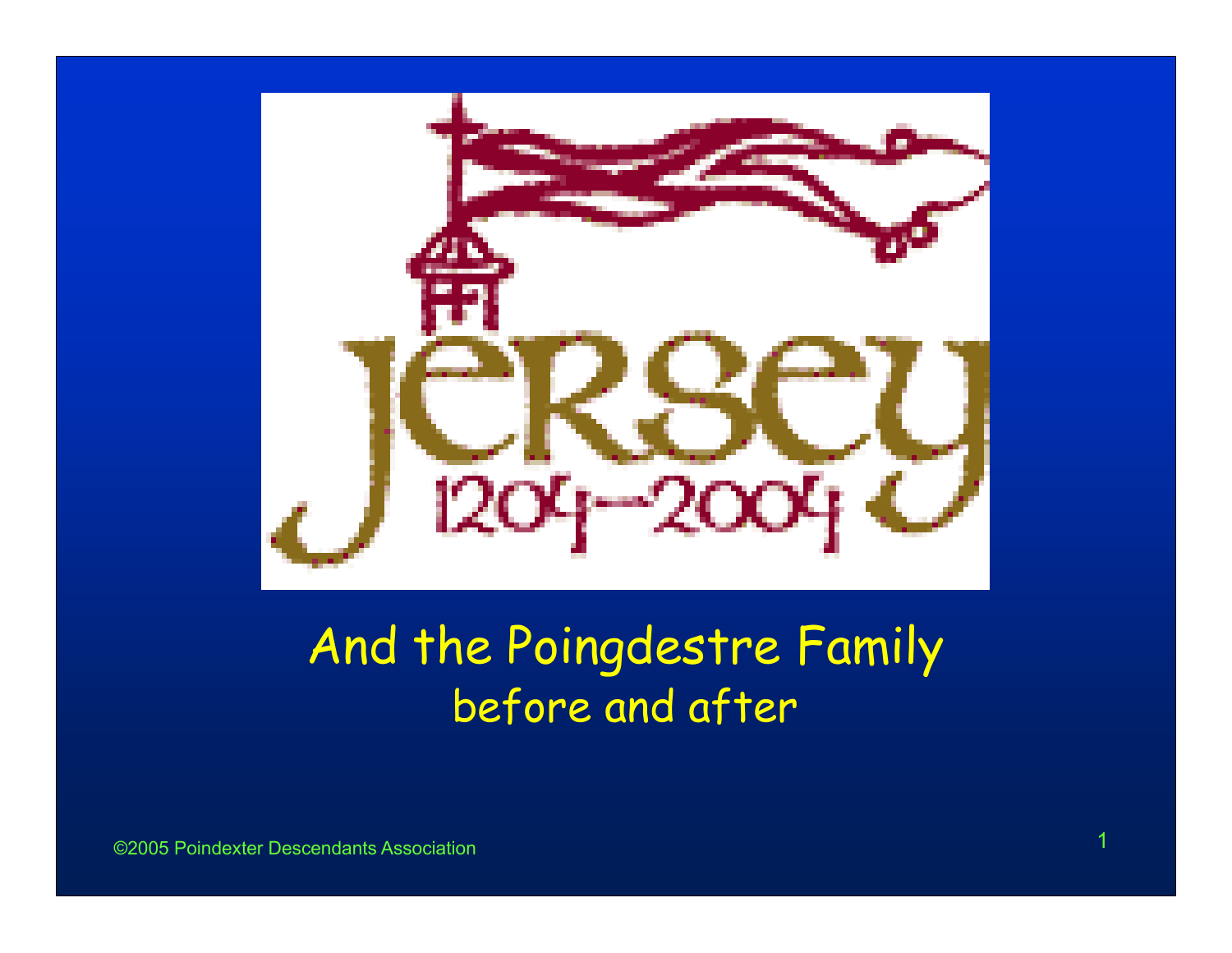# Jersey 1204–2004

## And the Poingdestre Family
### before and after

©2005 Poindexter Descendants Association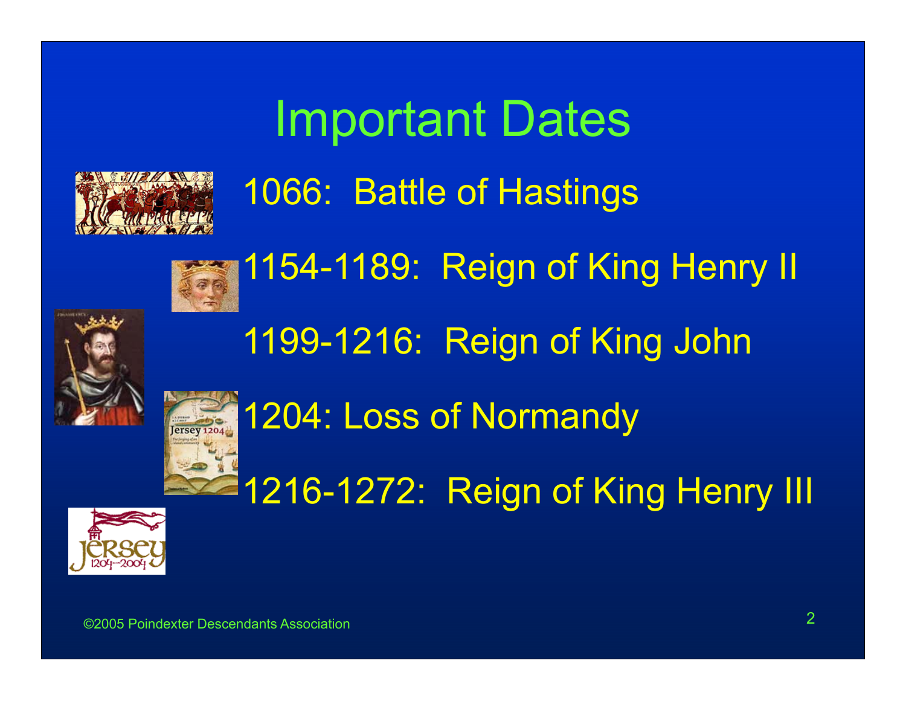# Important Dates

- 1066: Battle of Hastings
- 1154-1189: Reign of King Henry II
- 1199-1216: Reign of King John
- 1204: Loss of Normandy
- 1216-1272: Reign of King Henry III

©2005 Poindexter Descendants Association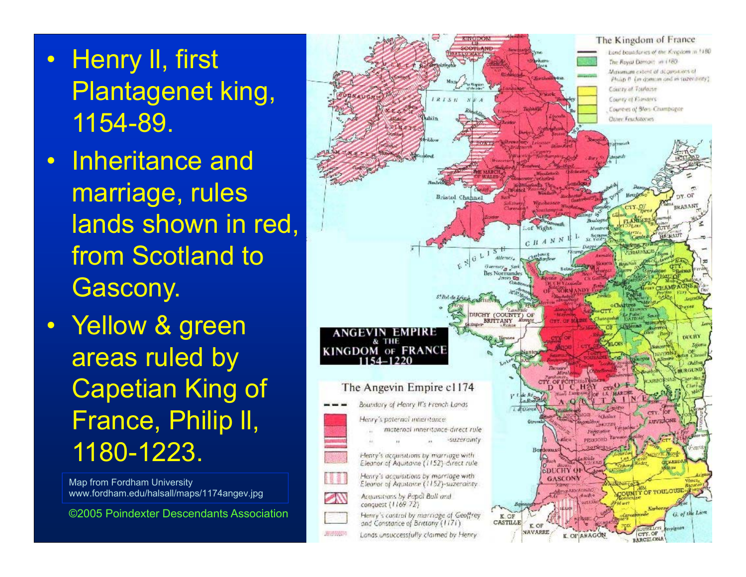- Henry II, first Plantagenet king, 1154-89.
- Inheritance and marriage, rules lands shown in red, from Scotland to Gascony.
- Yellow & green areas ruled by Capetian King of France, Philip II, 1180-1223.

Map from Fordham University
www.fordham.edu/halsall/maps/1174angev.jpg

©2005 Poindexter Descendants Association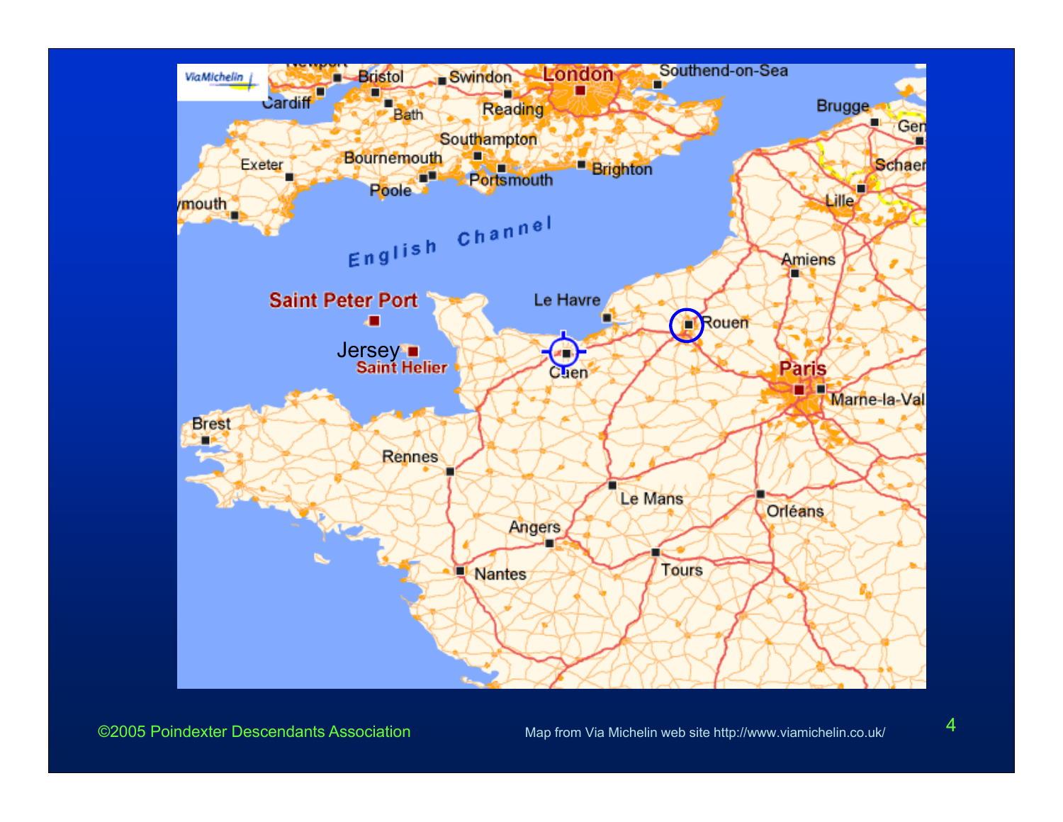Map from Via Michelin web site http://www.viamichelin.co.uk/

©2005 Poindexter Descendants Association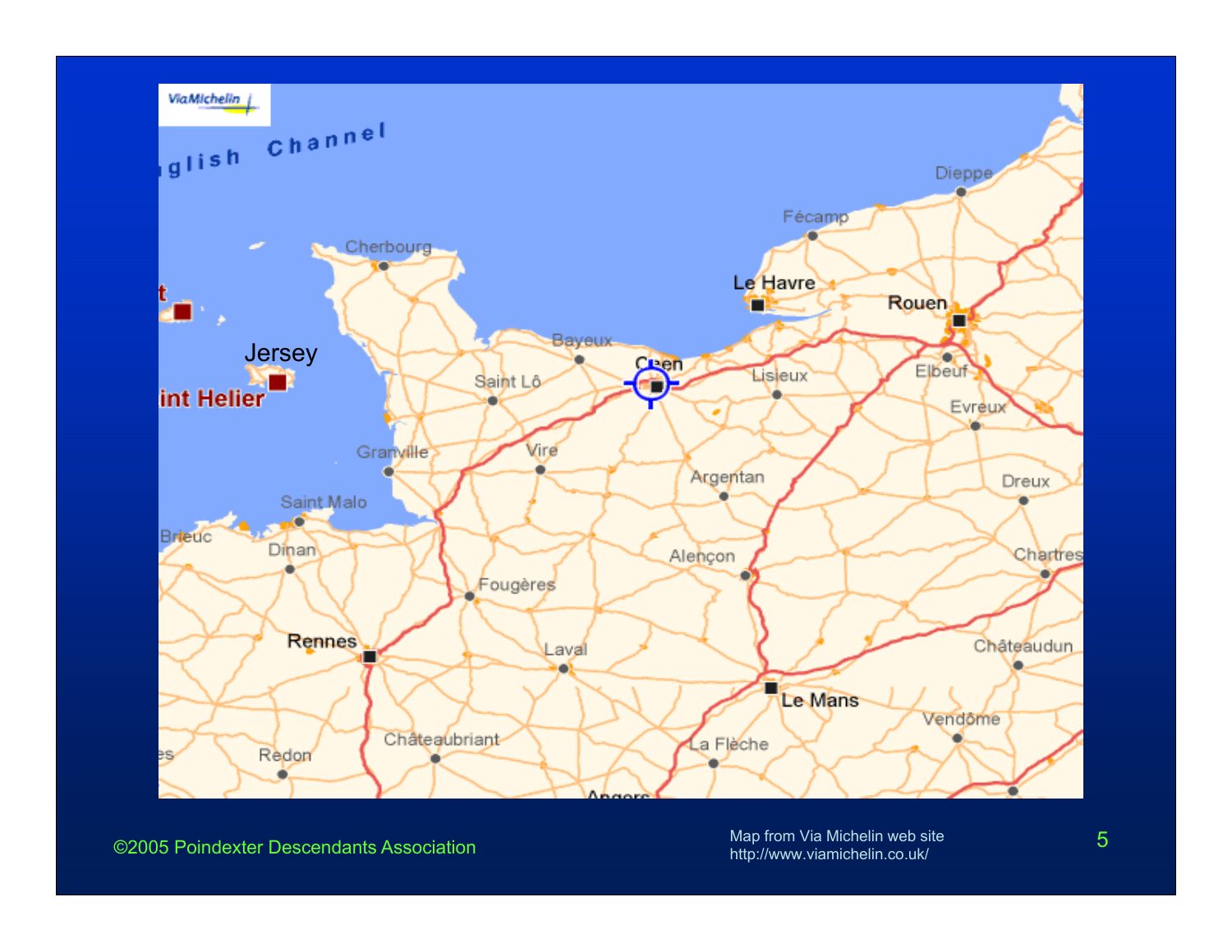Map from Via Michelin web site
http://www.viamichelin.co.uk/

©2005 Poindexter Descendants Association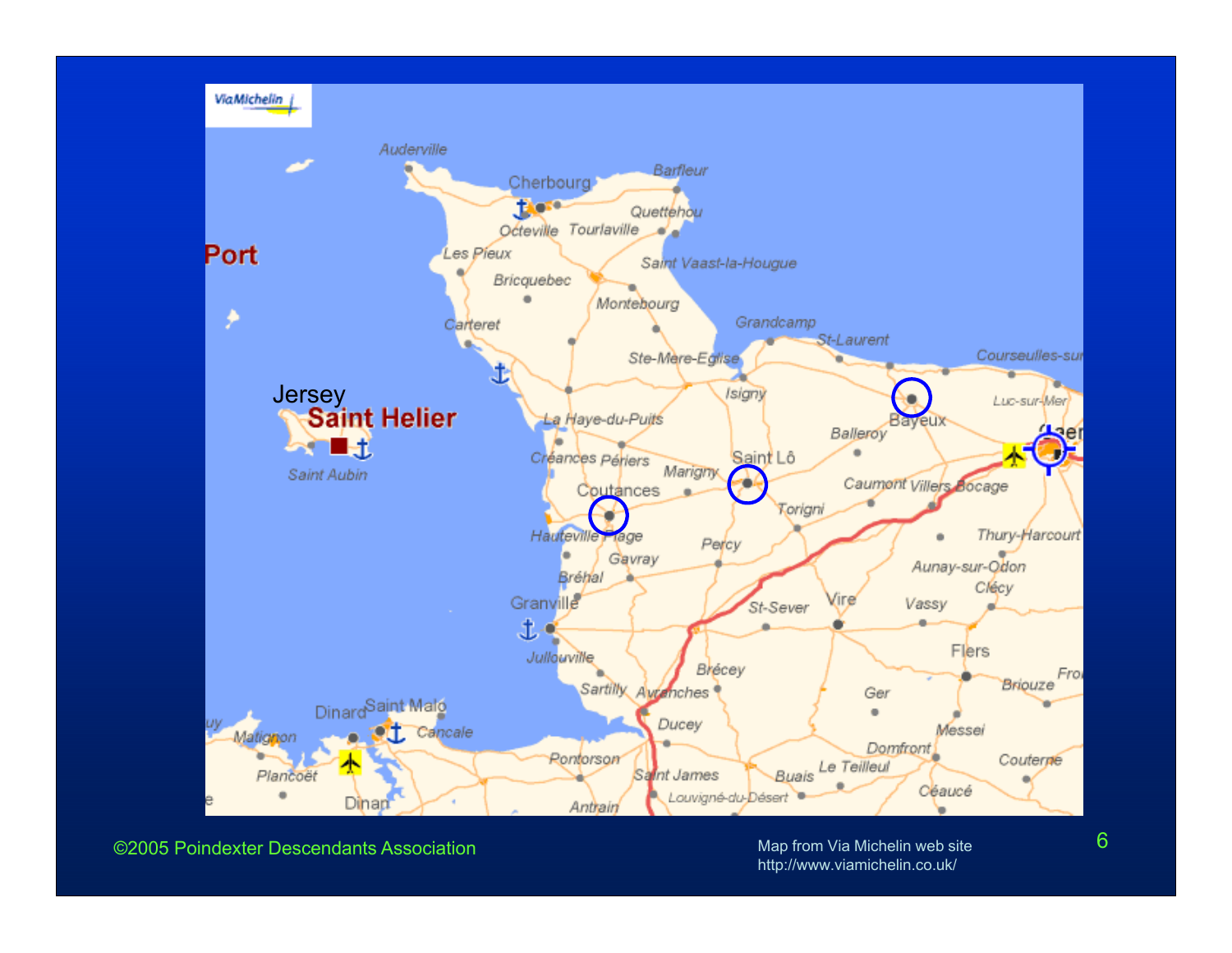Jersey

Saint Helier

Port

©2005 Poindexter Descendants Association

Map from Via Michelin web site
http://www.viamichelin.co.uk/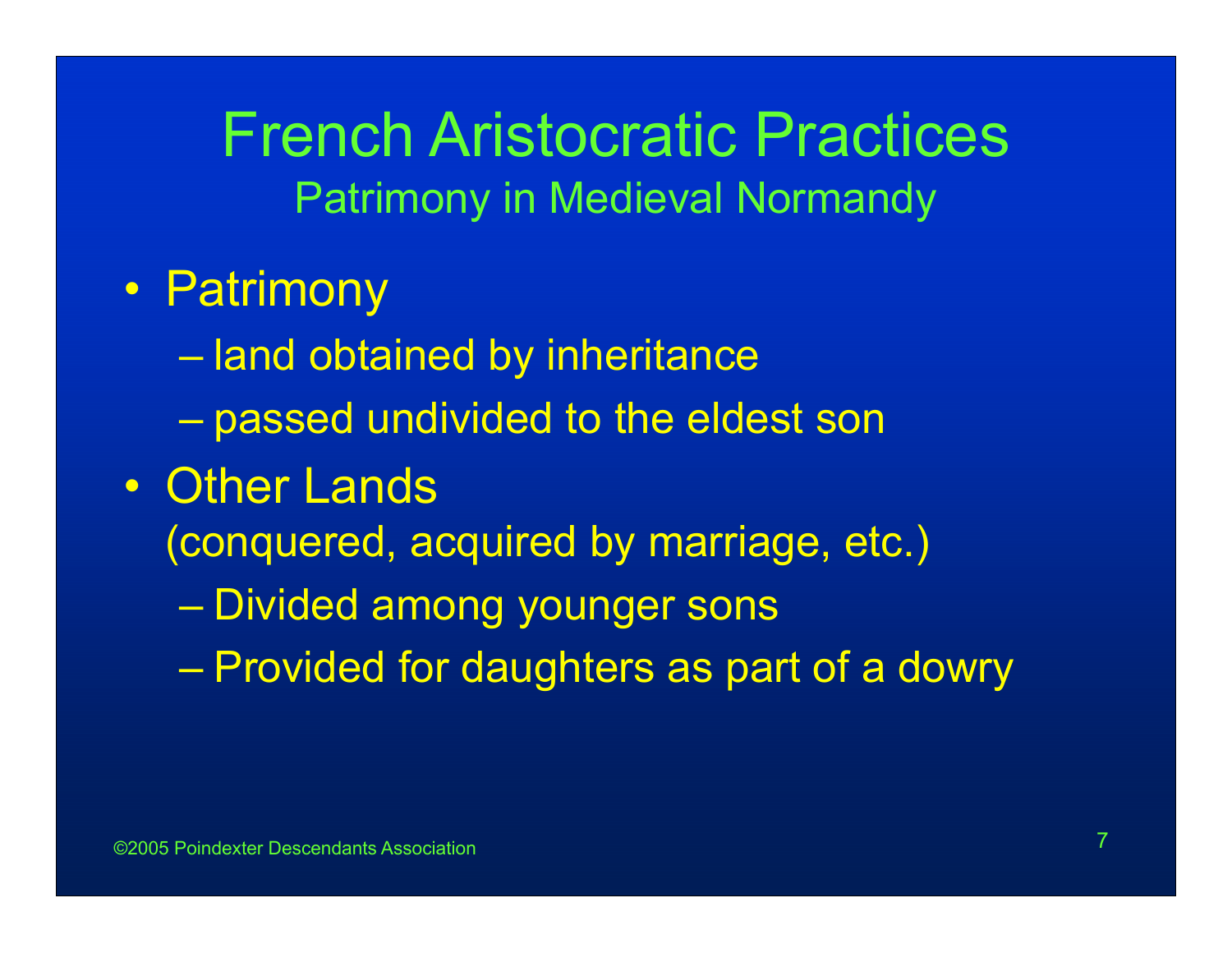# French Aristocratic Practices

## Patrimony in Medieval Normandy

- Patrimony
  - land obtained by inheritance
  - passed undivided to the eldest son
- Other Lands
  (conquered, acquired by marriage, etc.)
  - Divided among younger sons
  - Provided for daughters as part of a dowry

©2005 Poindexter Descendants Association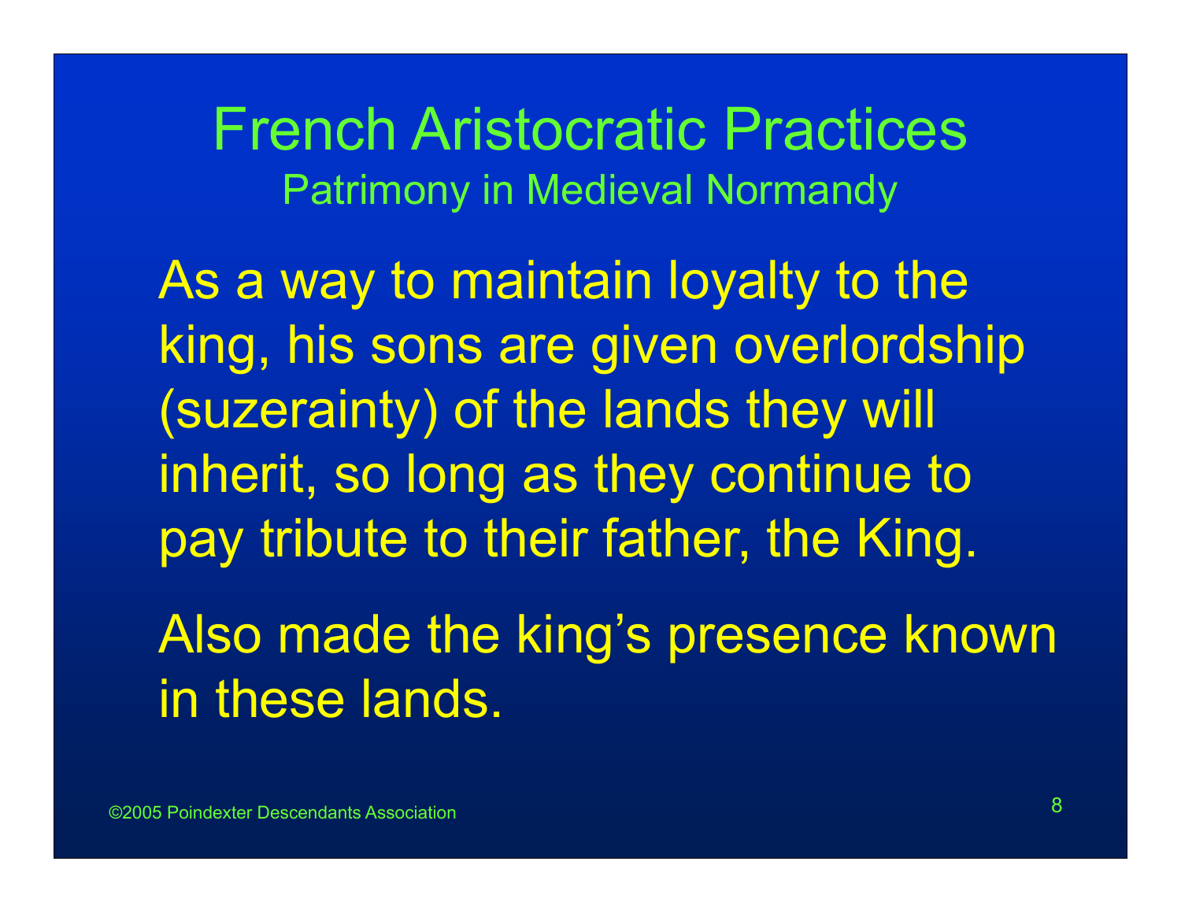# French Aristocratic Practices

## Patrimony in Medieval Normandy

As a way to maintain loyalty to the king, his sons are given overlordship (suzerainty) of the lands they will inherit, so long as they continue to pay tribute to their father, the King.

Also made the king’s presence known in these lands.

©2005 Poindexter Descendants Association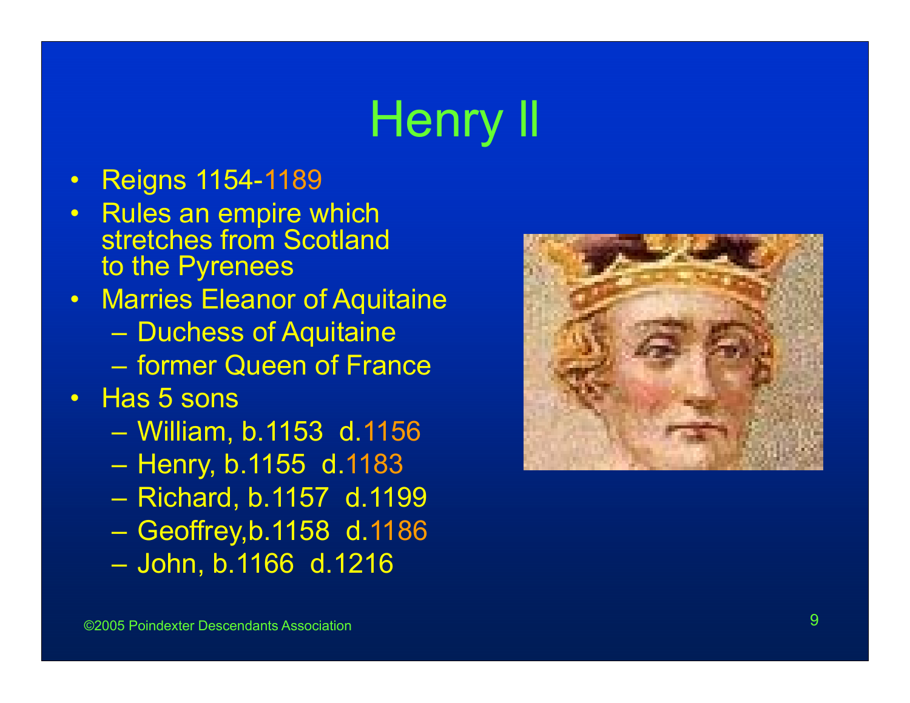# Henry II

- Reigns 1154-1189
- Rules an empire which stretches from Scotland to the Pyrenees
- Marries Eleanor of Aquitaine
  - Duchess of Aquitaine
  - former Queen of France
- Has 5 sons
  - William, b.1153 d.1156
  - Henry, b.1155 d.1183
  - Richard, b.1157 d.1199
  - Geoffrey,b.1158 d.1186
  - John, b.1166 d.1216

©2005 Poindexter Descendants Association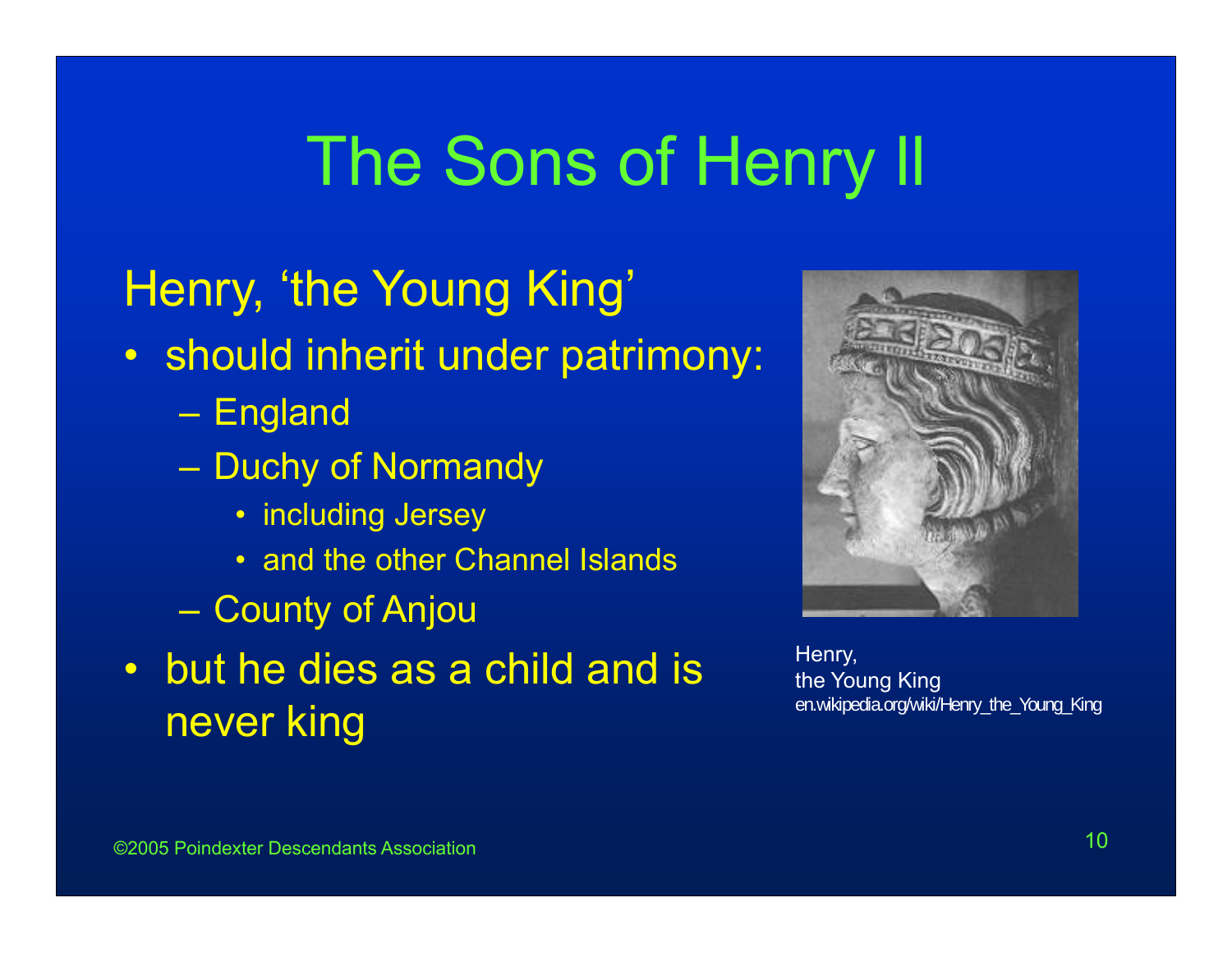# The Sons of Henry II

## Henry, 'the Young King'

- should inherit under patrimony:
  - England
  - Duchy of Normandy
    - including Jersey
    - and the other Channel Islands
  - County of Anjou
- but he dies as a child and is never king

Henry,
the Young King
en.wikipedia.org/wiki/Henry_the_Young_King

©2005 Poindexter Descendants Association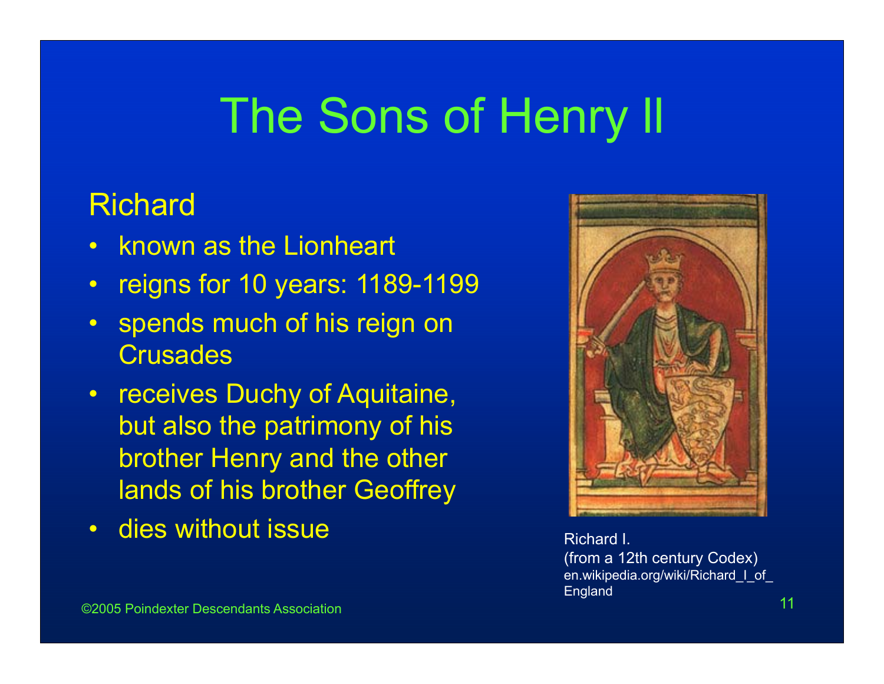# The Sons of Henry II

## Richard

- known as the Lionheart
- reigns for 10 years: 1189-1199
- spends much of his reign on Crusades
- receives Duchy of Aquitaine, but also the patrimony of his brother Henry and the other lands of his brother Geoffrey
- dies without issue

Richard I.
(from a 12th century Codex)
en.wikipedia.org/wiki/Richard_I_of_England

©2005 Poindexter Descendants Association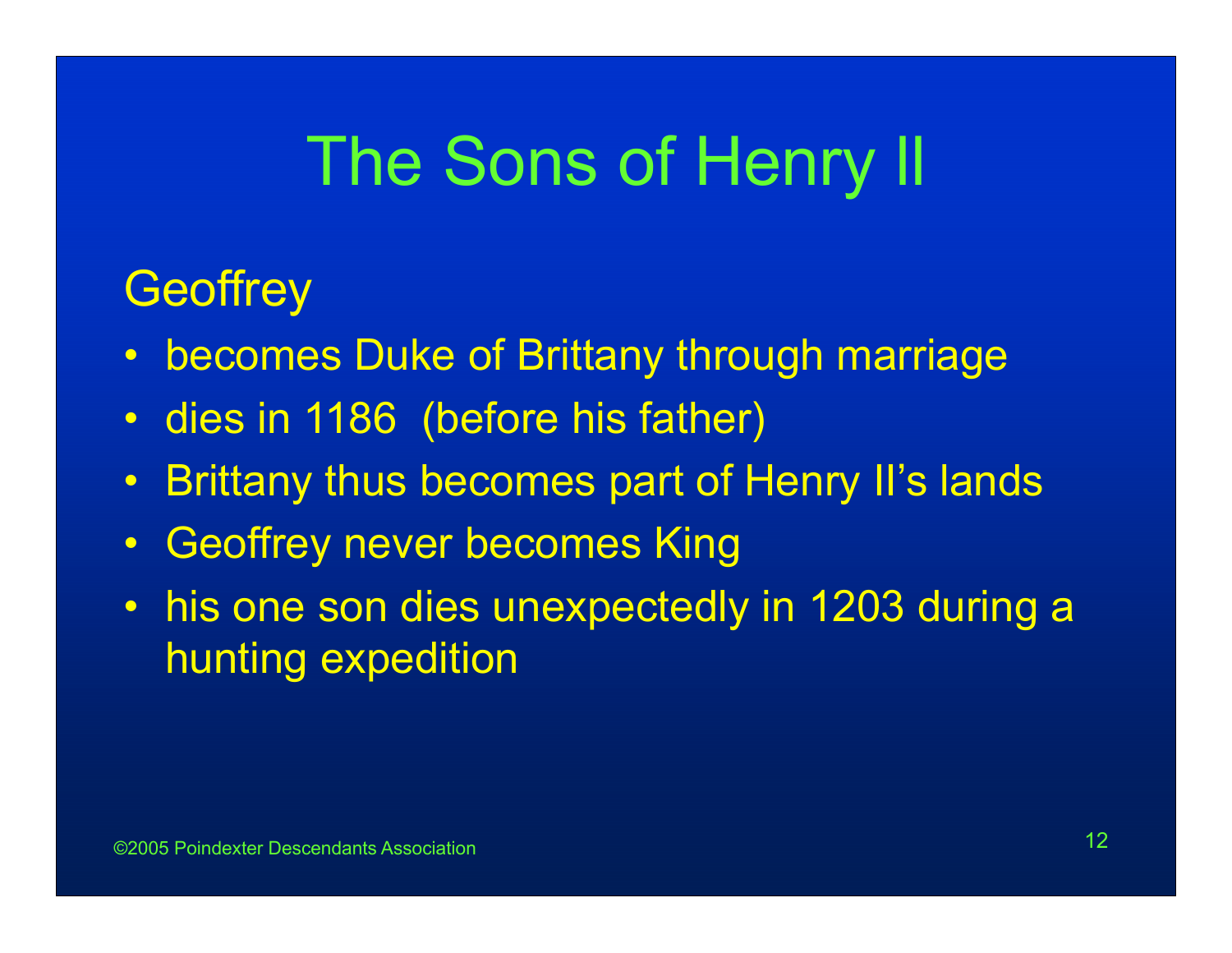# The Sons of Henry II

## Geoffrey

- becomes Duke of Brittany through marriage
- dies in 1186 (before his father)
- Brittany thus becomes part of Henry II's lands
- Geoffrey never becomes King
- his one son dies unexpectedly in 1203 during a hunting expedition

©2005 Poindexter Descendants Association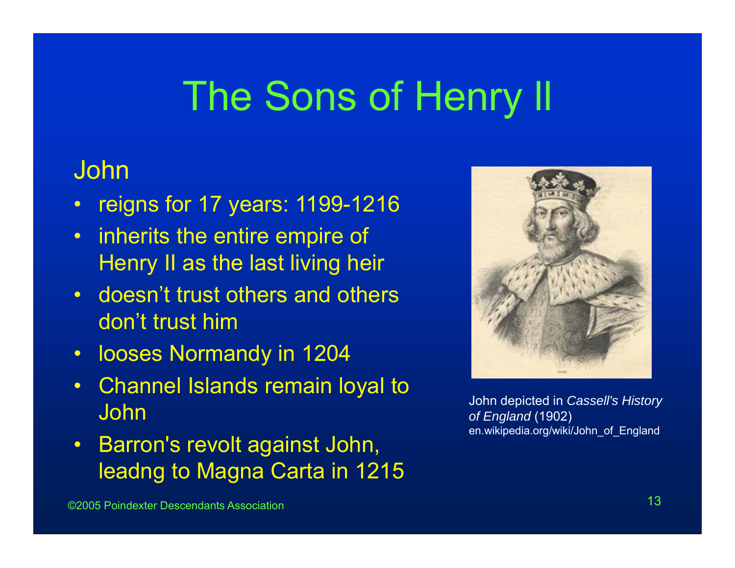# The Sons of Henry II

## John

- reigns for 17 years: 1199-1216
- inherits the entire empire of Henry II as the last living heir
- doesn't trust others and others don't trust him
- looses Normandy in 1204
- Channel Islands remain loyal to John
- Barron's revolt against John, leadng to Magna Carta in 1215

John depicted in *Cassell's History of England* (1902)
en.wikipedia.org/wiki/John_of_England

©2005 Poindexter Descendants Association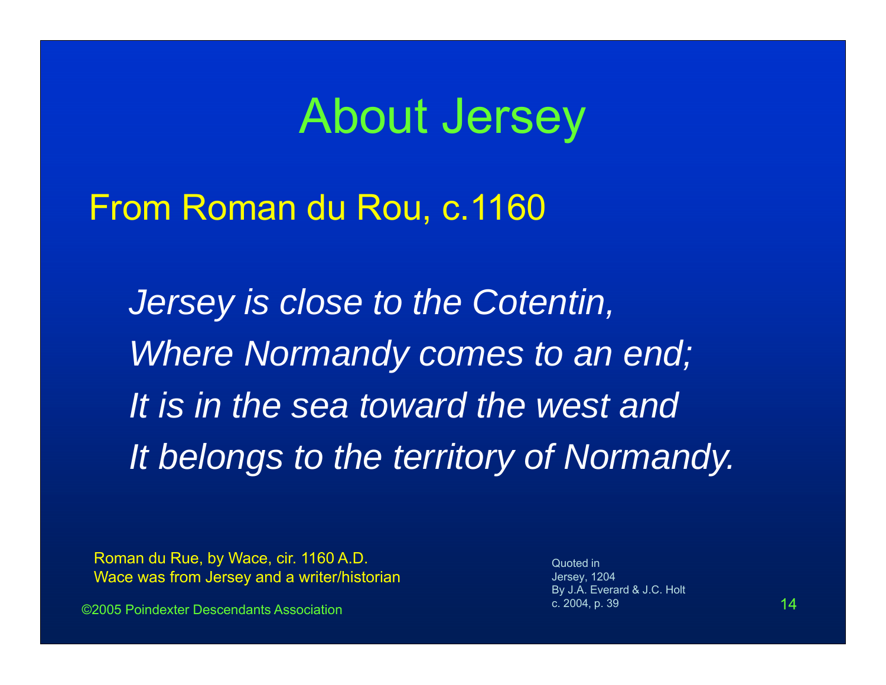# About Jersey

## From Roman du Rou, c.1160

*Jersey is close to the Cotentin,*
*Where Normandy comes to an end;*
*It is in the sea toward the west and*
*It belongs to the territory of Normandy.*

Roman du Rue, by Wace, cir. 1160 A.D.
Wace was from Jersey and a writer/historian

Quoted in
Jersey, 1204
By J.A. Everard & J.C. Holt
c. 2004, p. 39

©2005 Poindexter Descendants Association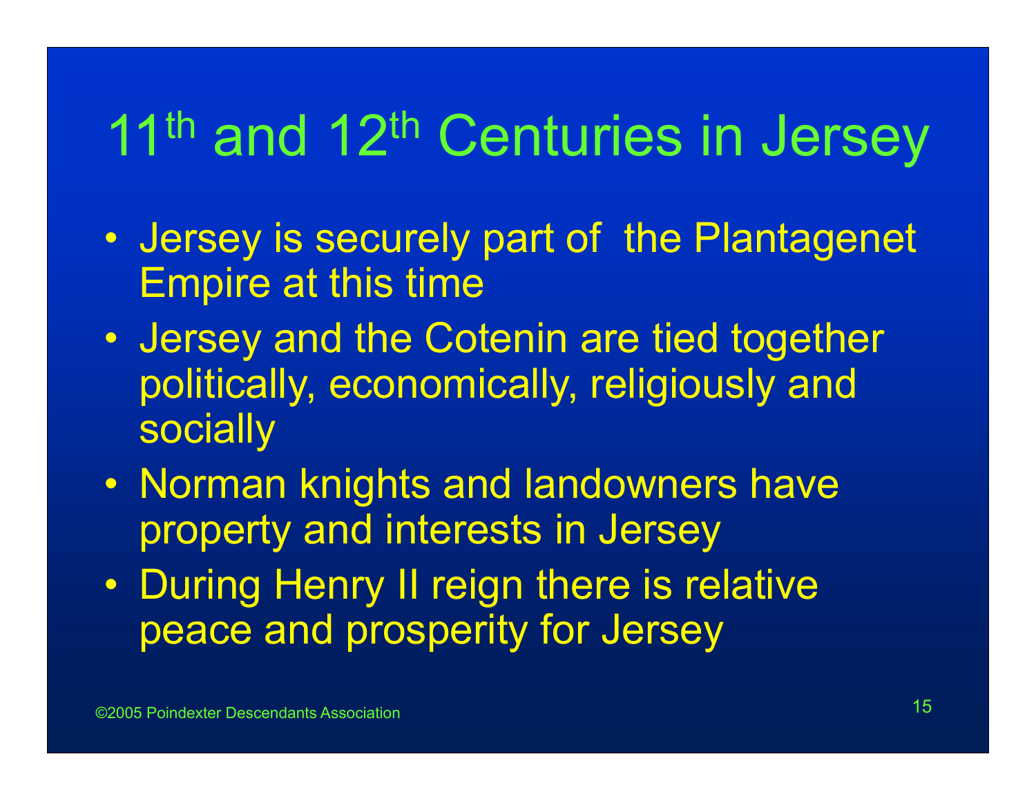# 11th and 12th Centuries in Jersey

- Jersey is securely part of the Plantagenet Empire at this time
- Jersey and the Cotenin are tied together politically, economically, religiously and socially
- Norman knights and landowners have property and interests in Jersey
- During Henry II reign there is relative peace and prosperity for Jersey

©2005 Poindexter Descendants Association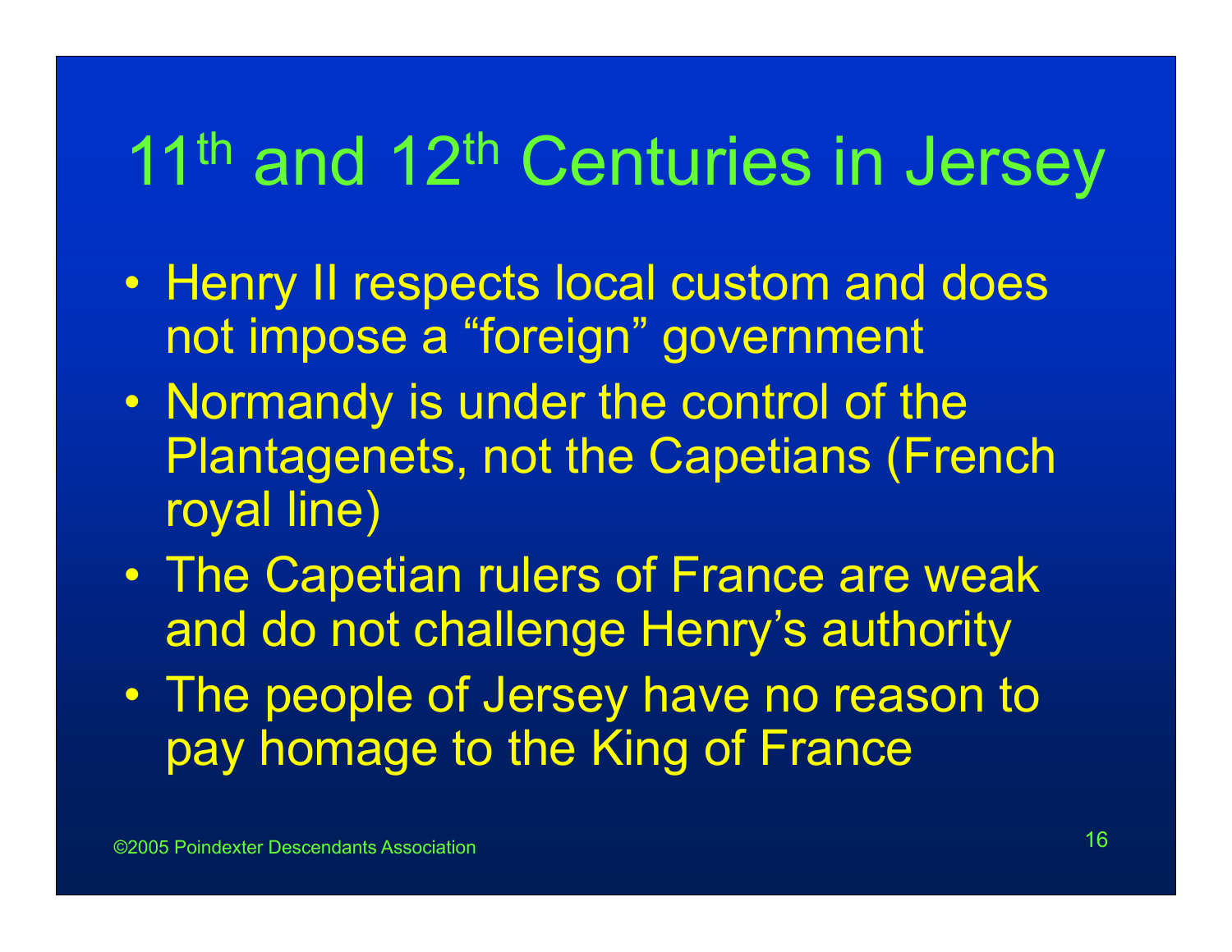# 11th and 12th Centuries in Jersey

- Henry II respects local custom and does not impose a “foreign” government
- Normandy is under the control of the Plantagenets, not the Capetians (French royal line)
- The Capetian rulers of France are weak and do not challenge Henry’s authority
- The people of Jersey have no reason to pay homage to the King of France

©2005 Poindexter Descendants Association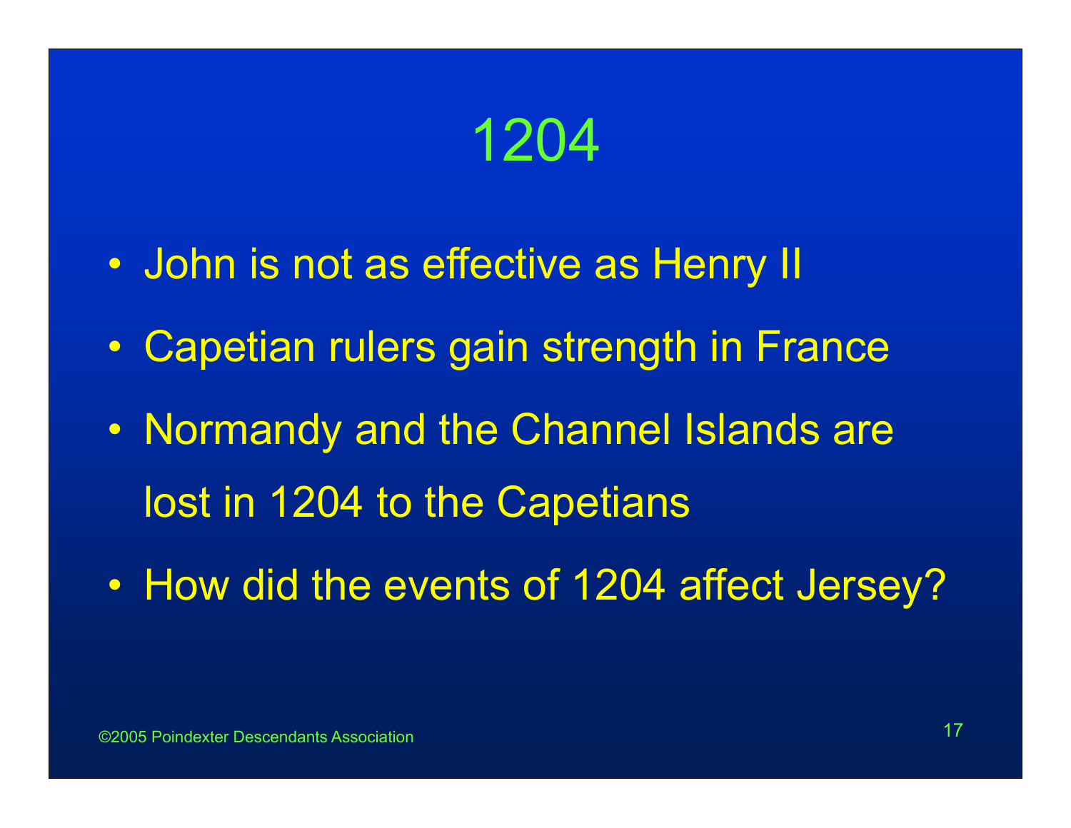# 1204

- John is not as effective as Henry II
- Capetian rulers gain strength in France
- Normandy and the Channel Islands are lost in 1204 to the Capetians
- How did the events of 1204 affect Jersey?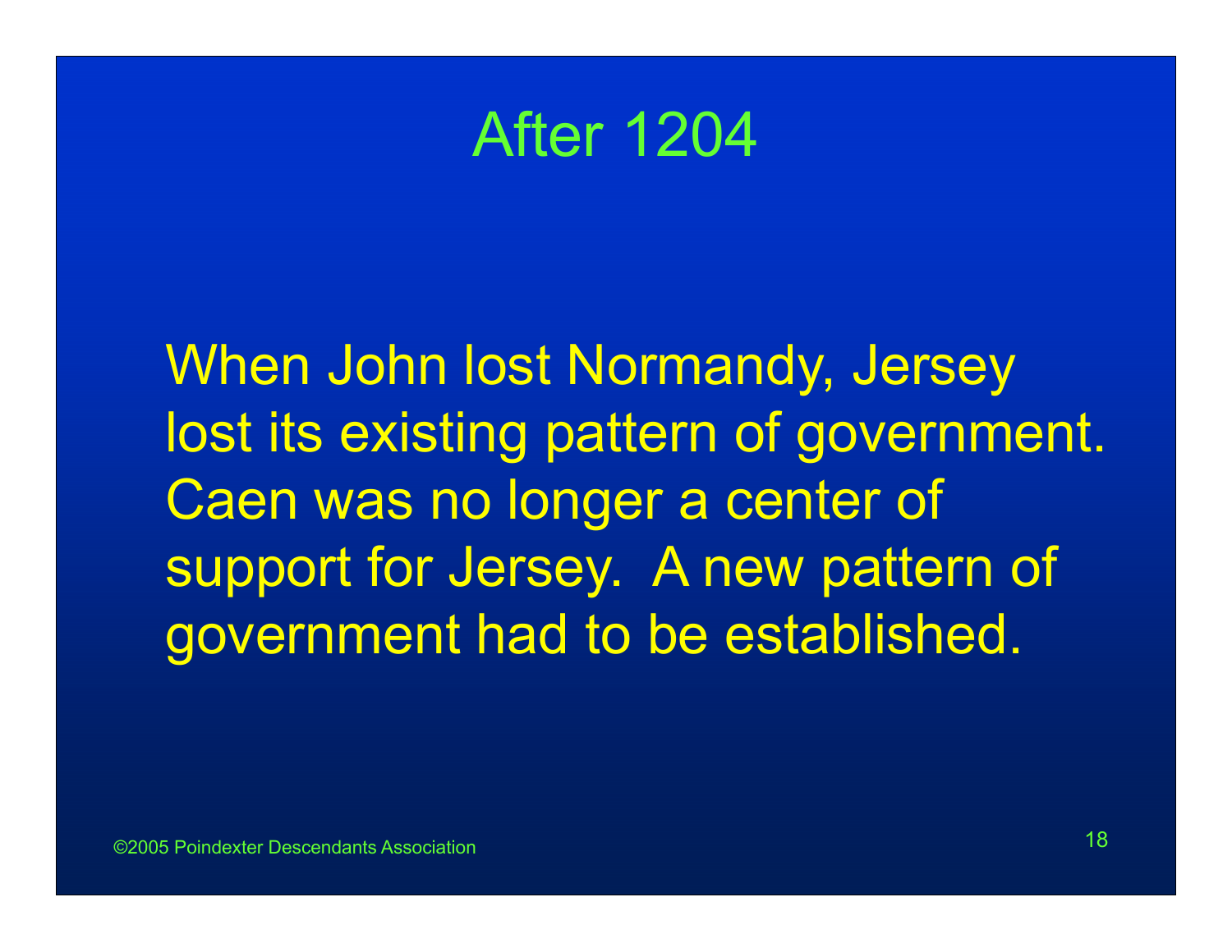# After 1204

When John lost Normandy, Jersey lost its existing pattern of government. Caen was no longer a center of support for Jersey.  A new pattern of government had to be established.

©2005 Poindexter Descendants Association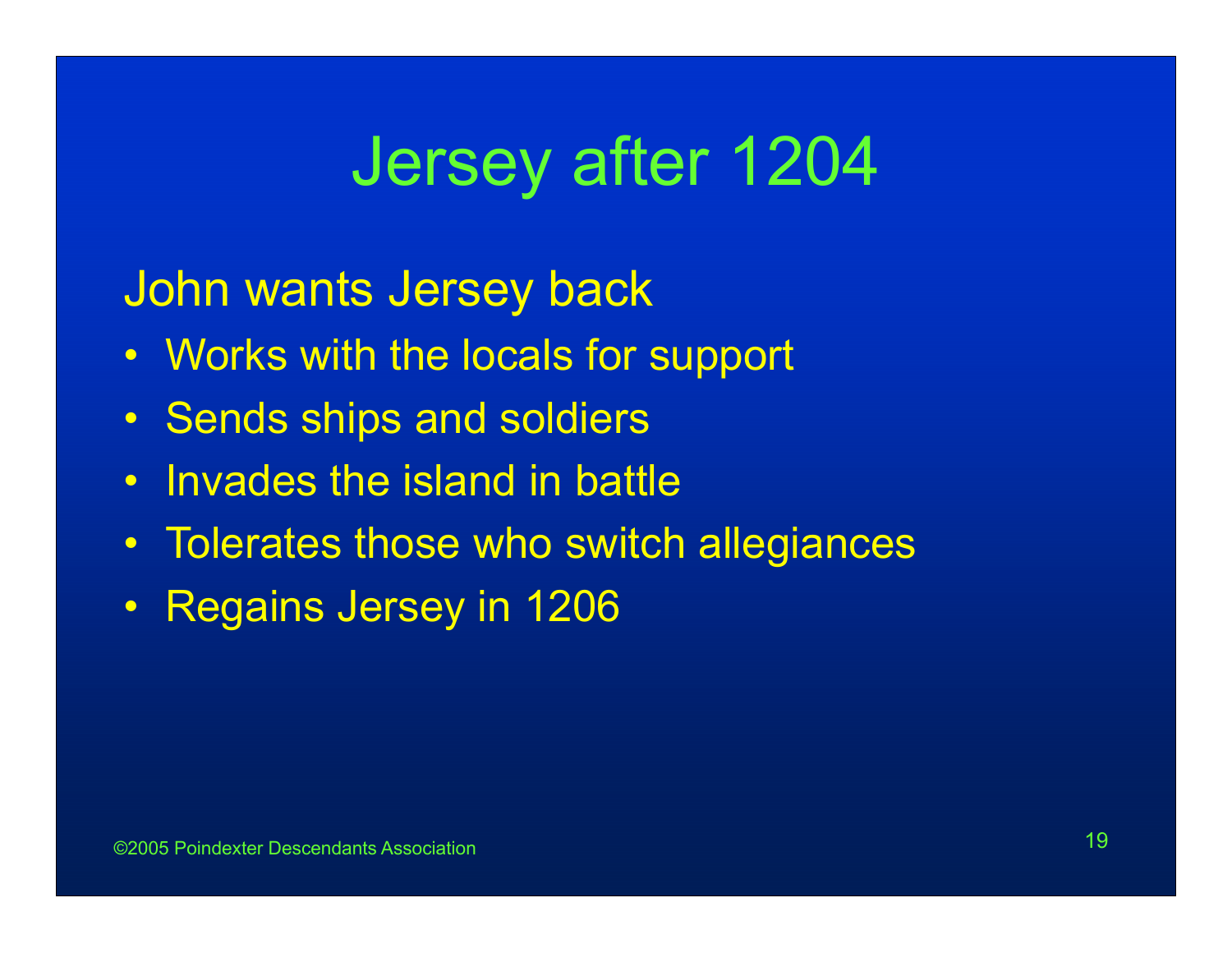# Jersey after 1204

John wants Jersey back

- Works with the locals for support
- Sends ships and soldiers
- Invades the island in battle
- Tolerates those who switch allegiances
- Regains Jersey in 1206

©2005 Poindexter Descendants Association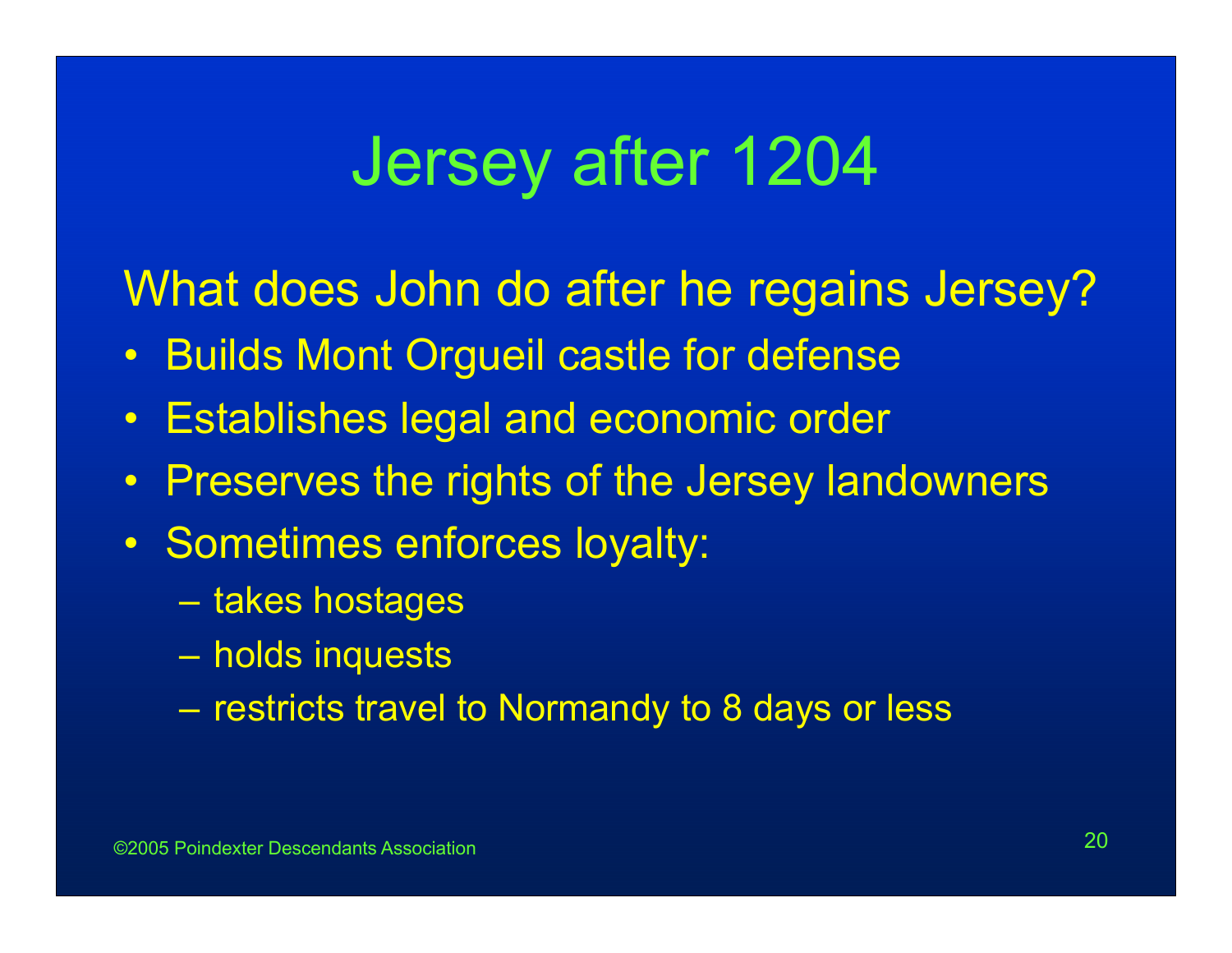# Jersey after 1204

What does John do after he regains Jersey?

- Builds Mont Orgueil castle for defense
- Establishes legal and economic order
- Preserves the rights of the Jersey landowners
- Sometimes enforces loyalty:
  - takes hostages
  - holds inquests
  - restricts travel to Normandy to 8 days or less

©2005 Poindexter Descendants Association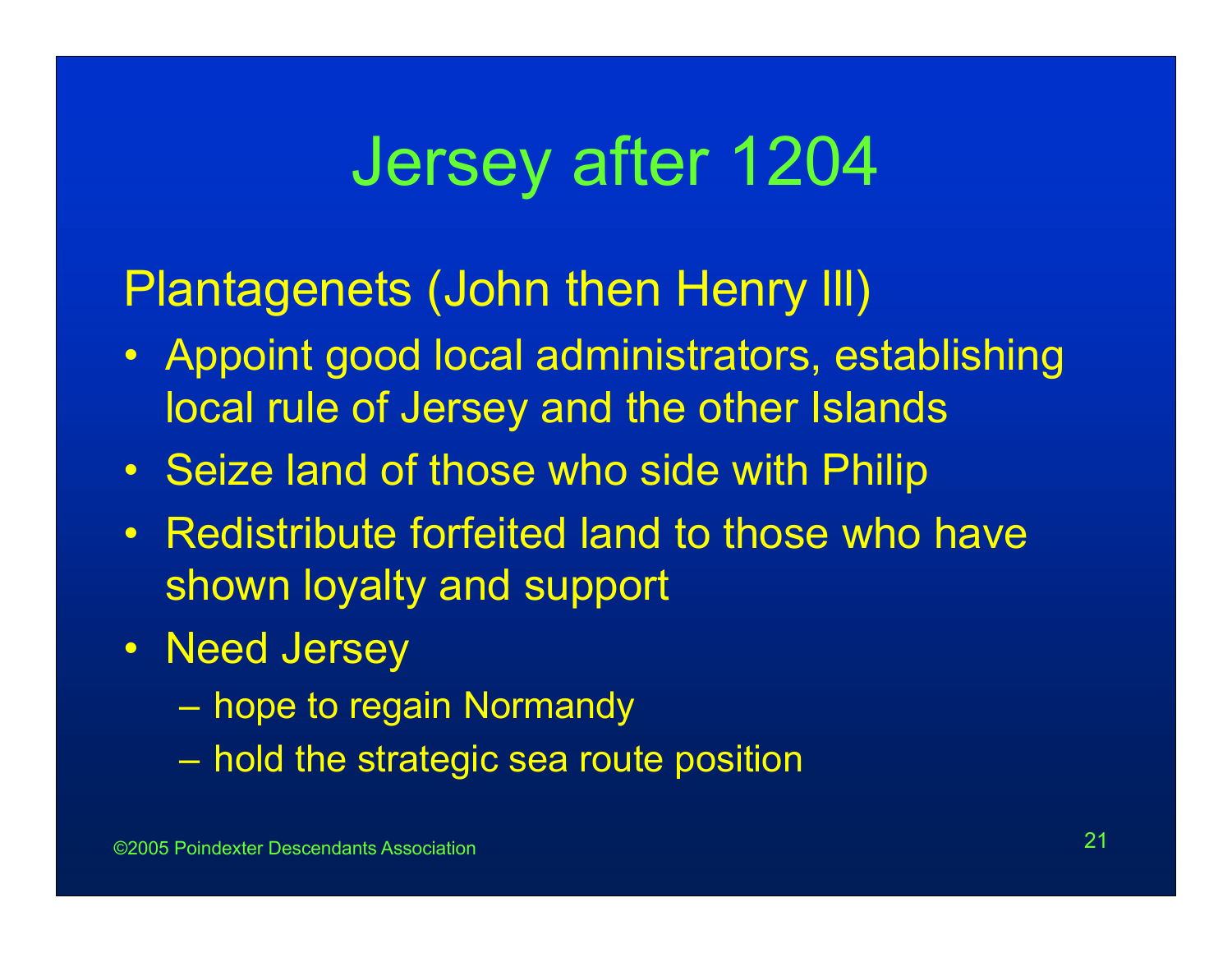# Jersey after 1204

Plantagenets (John then Henry III)

- Appoint good local administrators, establishing local rule of Jersey and the other Islands
- Seize land of those who side with Philip
- Redistribute forfeited land to those who have shown loyalty and support
- Need Jersey
  - hope to regain Normandy
  - hold the strategic sea route position

©2005 Poindexter Descendants Association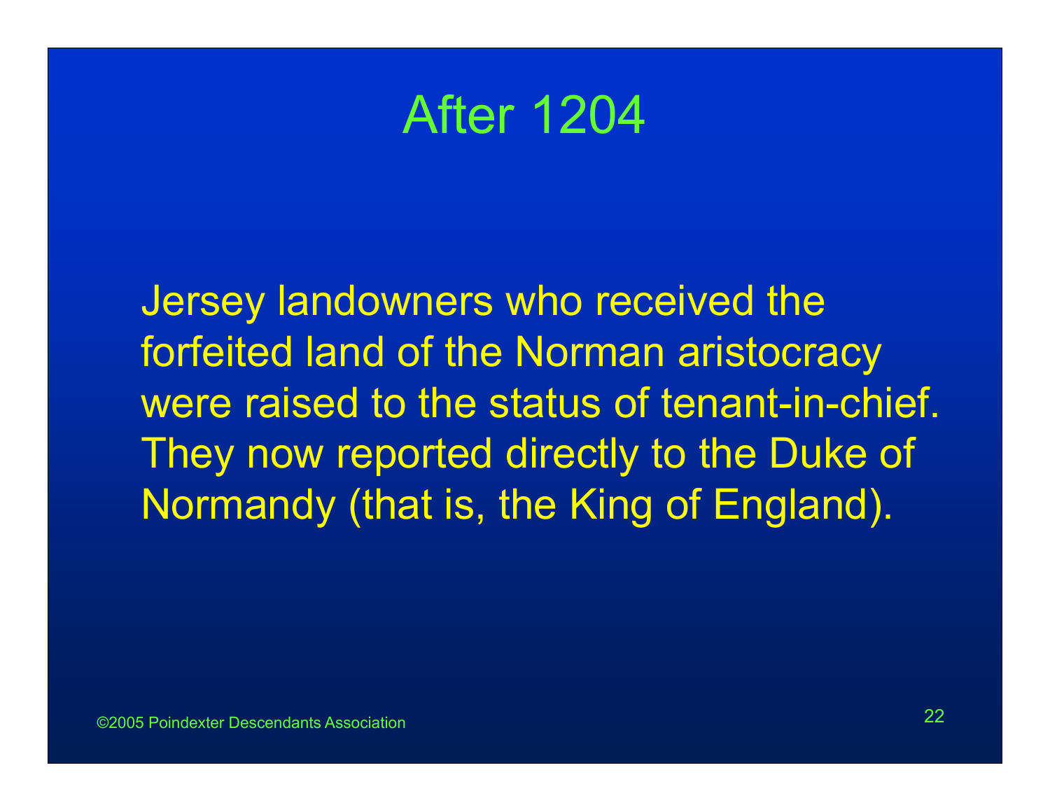# After 1204

Jersey landowners who received the forfeited land of the Norman aristocracy were raised to the status of tenant-in-chief. They now reported directly to the Duke of Normandy (that is, the King of England).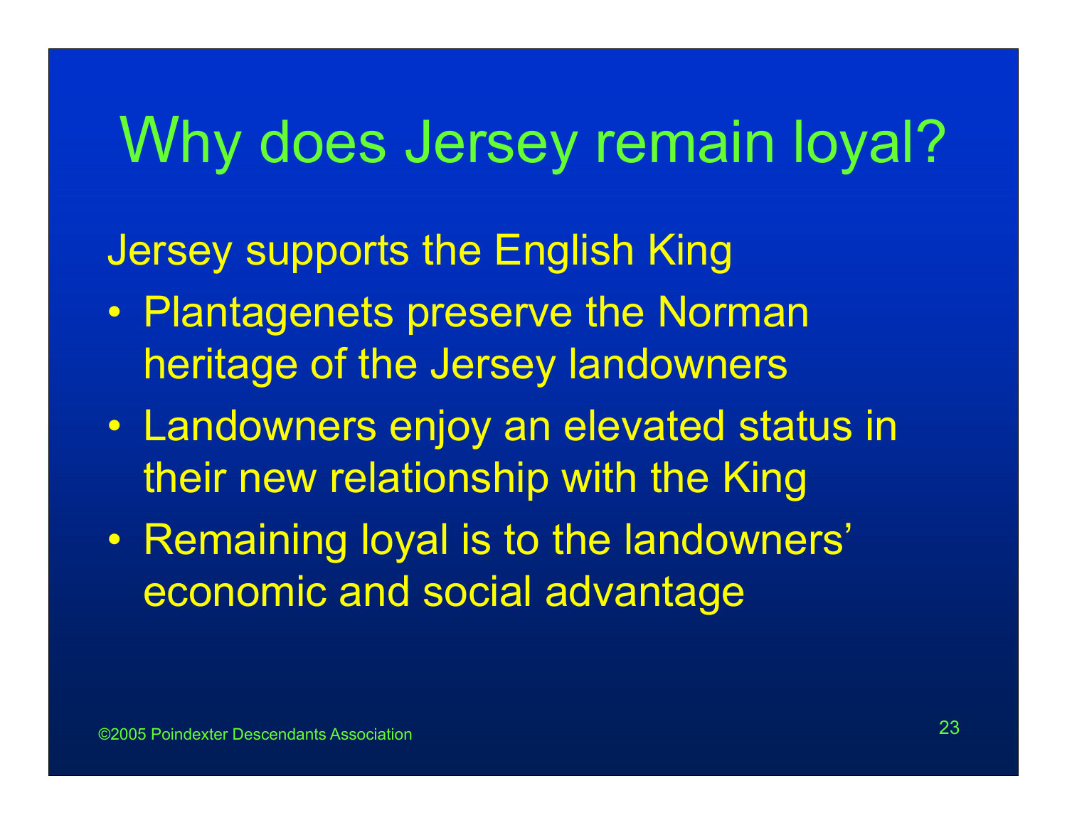# Why does Jersey remain loyal?

Jersey supports the English King

- Plantagenets preserve the Norman heritage of the Jersey landowners
- Landowners enjoy an elevated status in their new relationship with the King
- Remaining loyal is to the landowners' economic and social advantage

©2005 Poindexter Descendants Association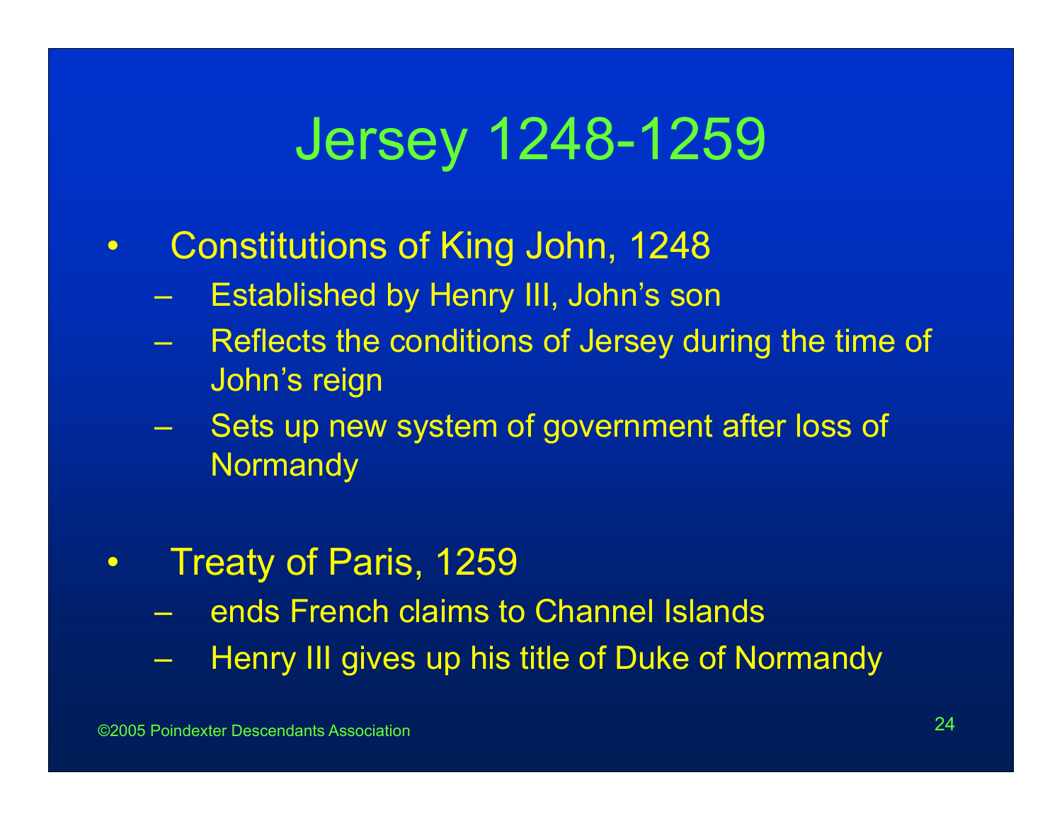# Jersey 1248-1259

- Constitutions of King John, 1248
  - Established by Henry III, John's son
  - Reflects the conditions of Jersey during the time of John's reign
  - Sets up new system of government after loss of Normandy

- Treaty of Paris, 1259
  - ends French claims to Channel Islands
  - Henry III gives up his title of Duke of Normandy

©2005 Poindexter Descendants Association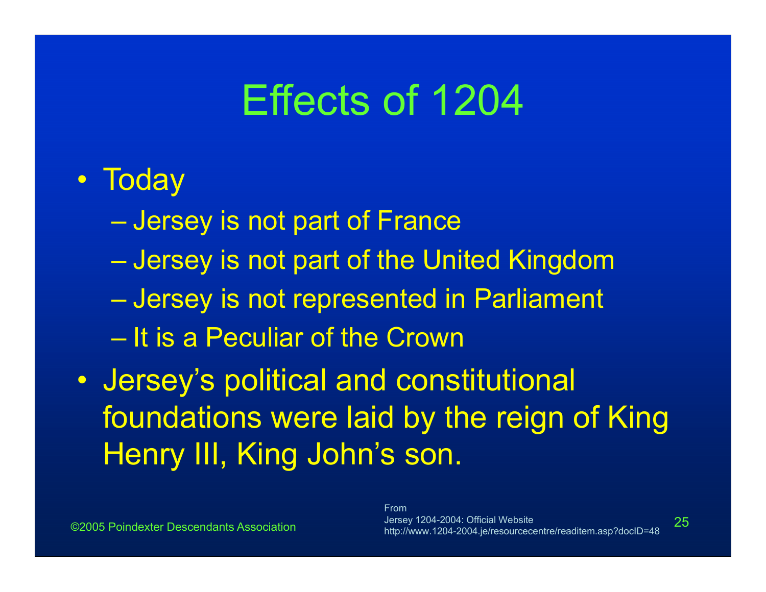# Effects of 1204

- Today
  - Jersey is not part of France
  - Jersey is not part of the United Kingdom
  - Jersey is not represented in Parliament
  - It is a Peculiar of the Crown
- Jersey's political and constitutional foundations were laid by the reign of King Henry III, King John's son.

©2005 Poindexter Descendants Association

From
Jersey 1204-2004: Official Website
http://www.1204-2004.je/resourcecentre/readitem.asp?docID=48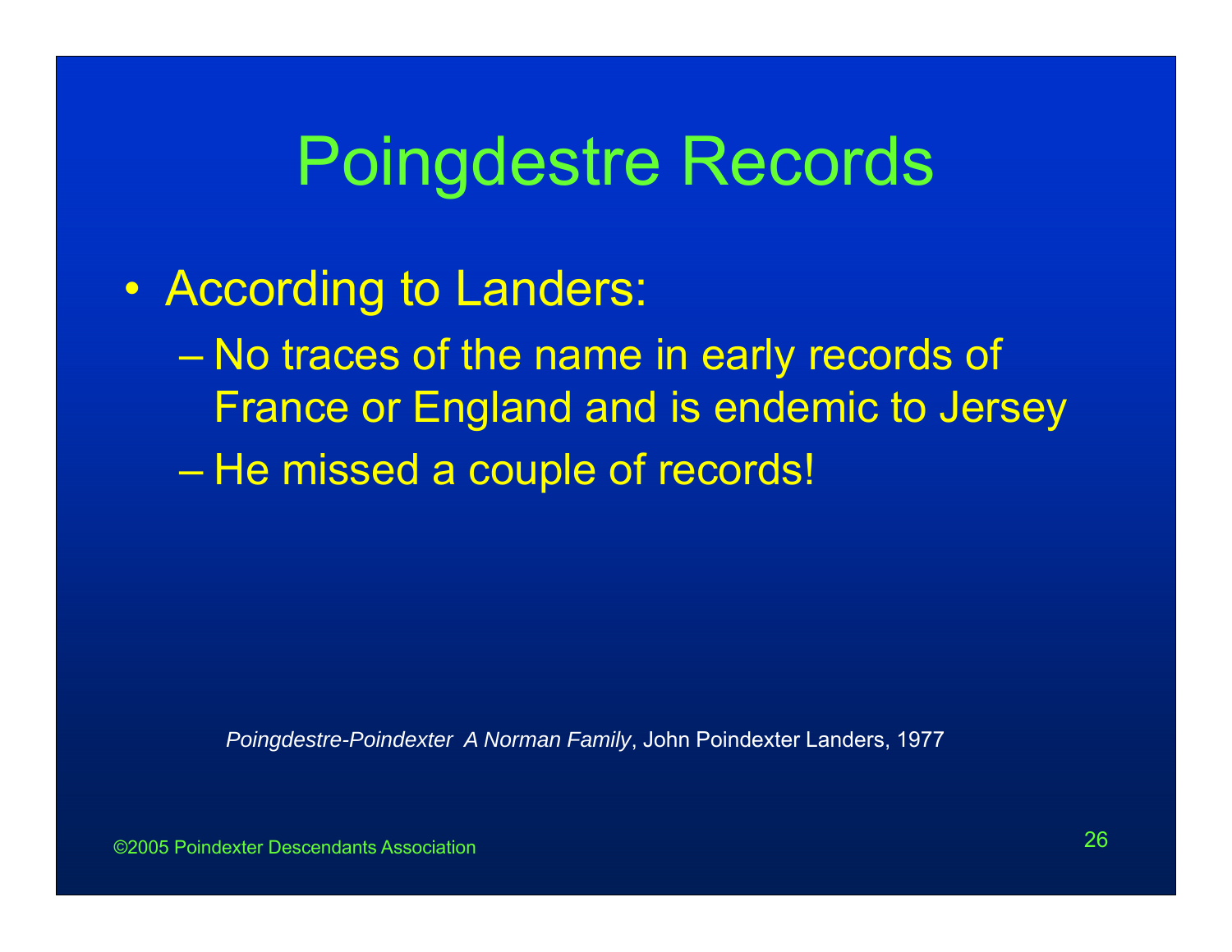# Poingdestre Records

- According to Landers:
  - No traces of the name in early records of France or England and is endemic to Jersey
  - He missed a couple of records!

*Poingdestre-Poindexter A Norman Family*, John Poindexter Landers, 1977

©2005 Poindexter Descendants Association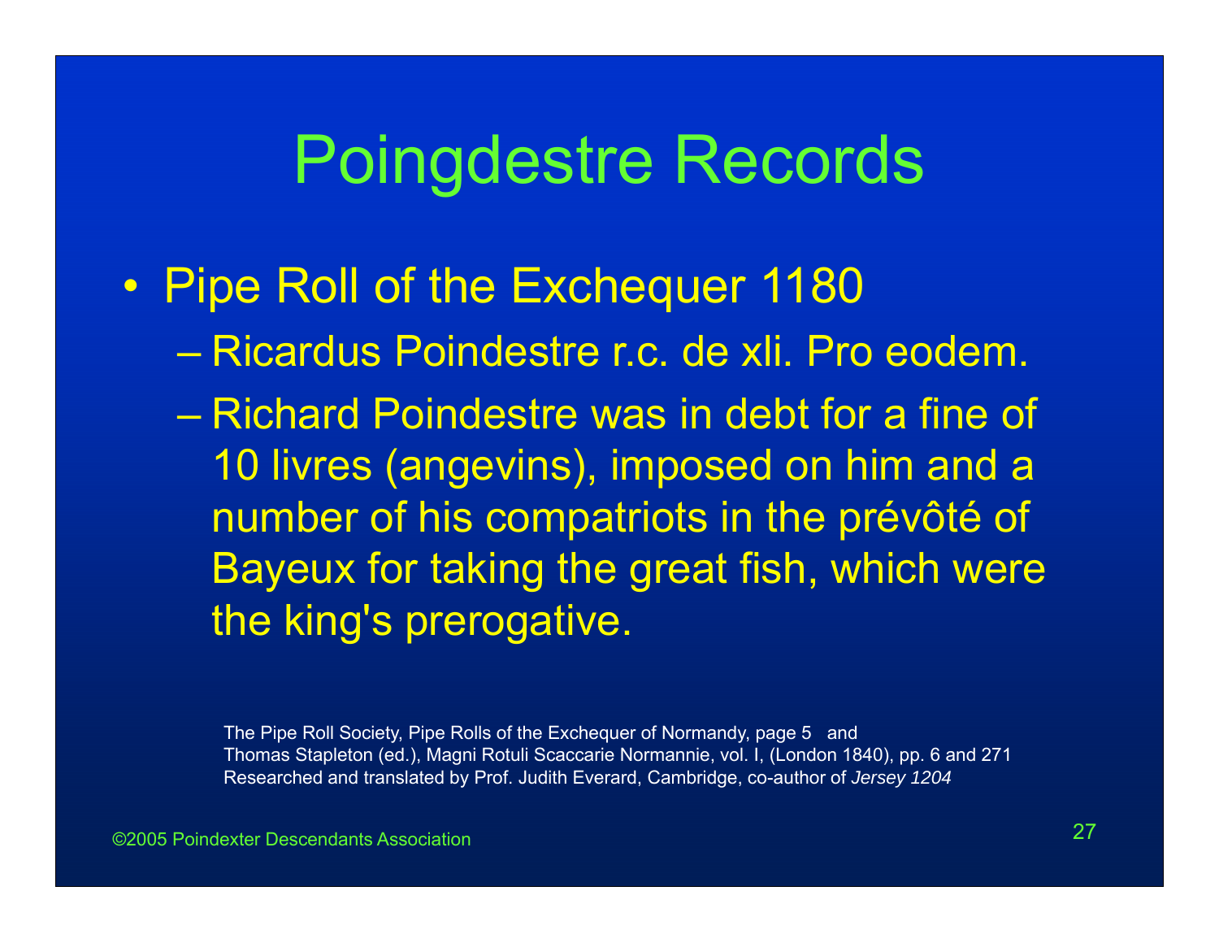# Poingdestre Records

- Pipe Roll of the Exchequer 1180
  - Ricardus Poindestre r.c. de xli. Pro eodem.
  - Richard Poindestre was in debt for a fine of 10 livres (angevins), imposed on him and a number of his compatriots in the prévôté of Bayeux for taking the great fish, which were the king's prerogative.

The Pipe Roll Society, Pipe Rolls of the Exchequer of Normandy, page 5 and
Thomas Stapleton (ed.), Magni Rotuli Scaccarie Normannie, vol. I, (London 1840), pp. 6 and 271
Researched and translated by Prof. Judith Everard, Cambridge, co-author of *Jersey 1204*

©2005 Poindexter Descendants Association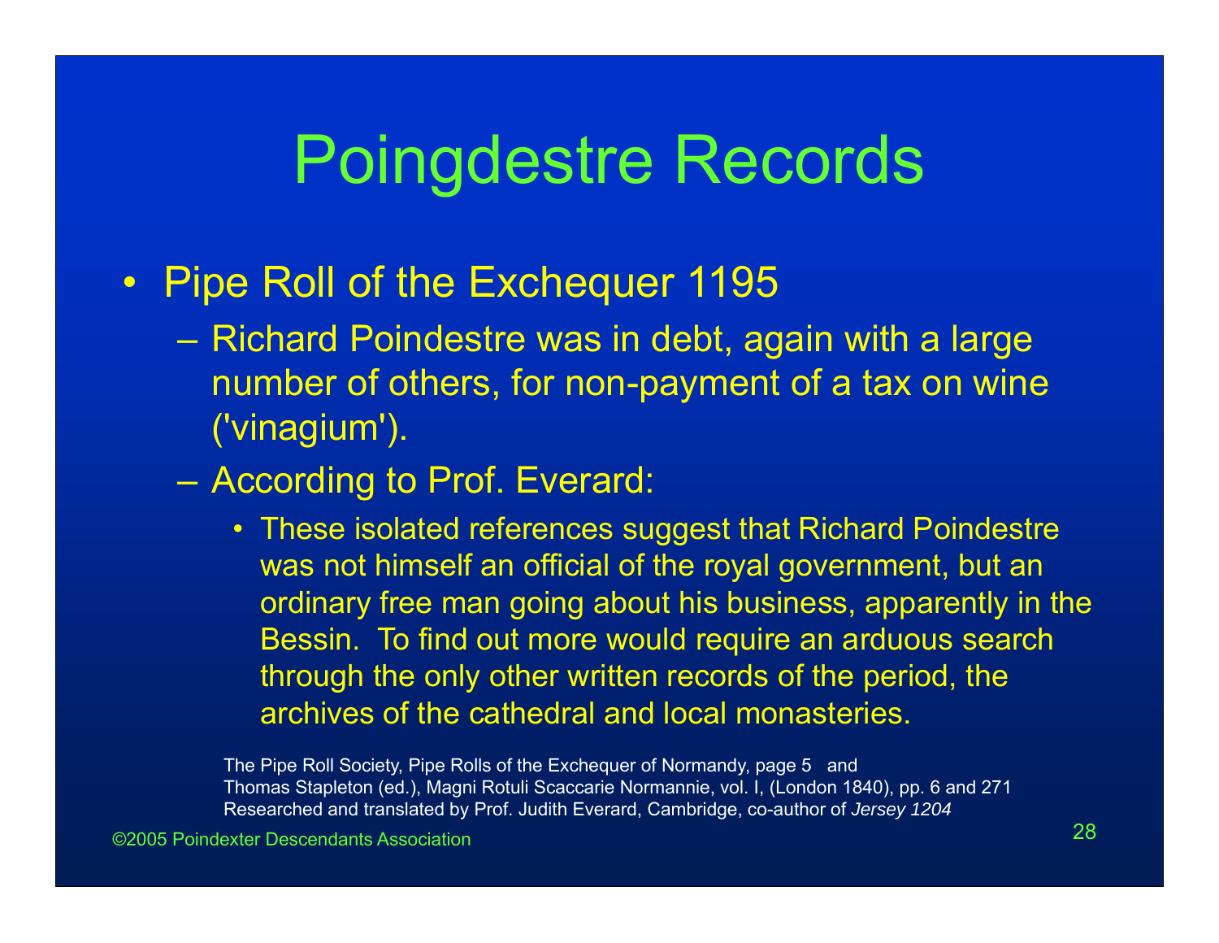# Poingdestre Records

- Pipe Roll of the Exchequer 1195
  - Richard Poindestre was in debt, again with a large number of others, for non-payment of a tax on wine ('vinagium').
  - According to Prof. Everard:
    - These isolated references suggest that Richard Poindestre was not himself an official of the royal government, but an ordinary free man going about his business, apparently in the Bessin. To find out more would require an arduous search through the only other written records of the period, the archives of the cathedral and local monasteries.

The Pipe Roll Society, Pipe Rolls of the Exchequer of Normandy, page 5 and
Thomas Stapleton (ed.), Magni Rotuli Scaccarie Normannie, vol. I, (London 1840), pp. 6 and 271
Researched and translated by Prof. Judith Everard, Cambridge, co-author of *Jersey 1204*

©2005 Poindexter Descendants Association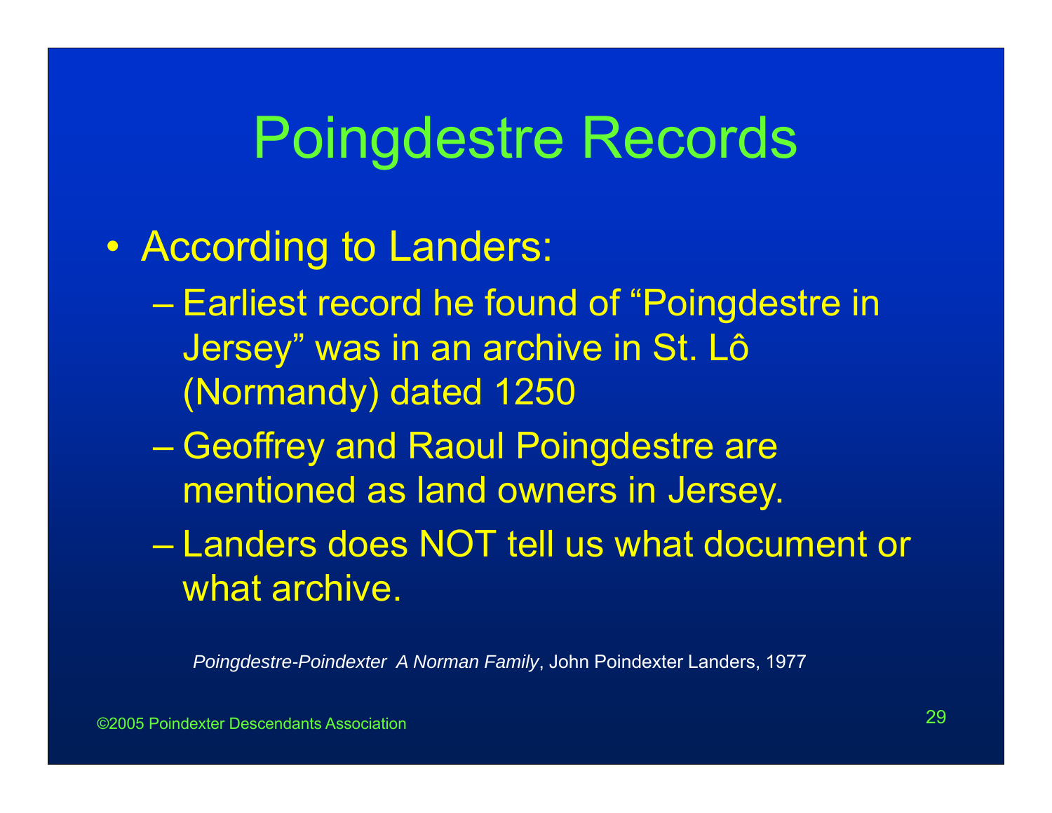# Poingdestre Records

- According to Landers:
  - Earliest record he found of "Poingdestre in Jersey" was in an archive in St. Lô (Normandy) dated 1250
  - Geoffrey and Raoul Poingdestre are mentioned as land owners in Jersey.
  - Landers does NOT tell us what document or what archive.

*Poingdestre-Poindexter A Norman Family*, John Poindexter Landers, 1977

©2005 Poindexter Descendants Association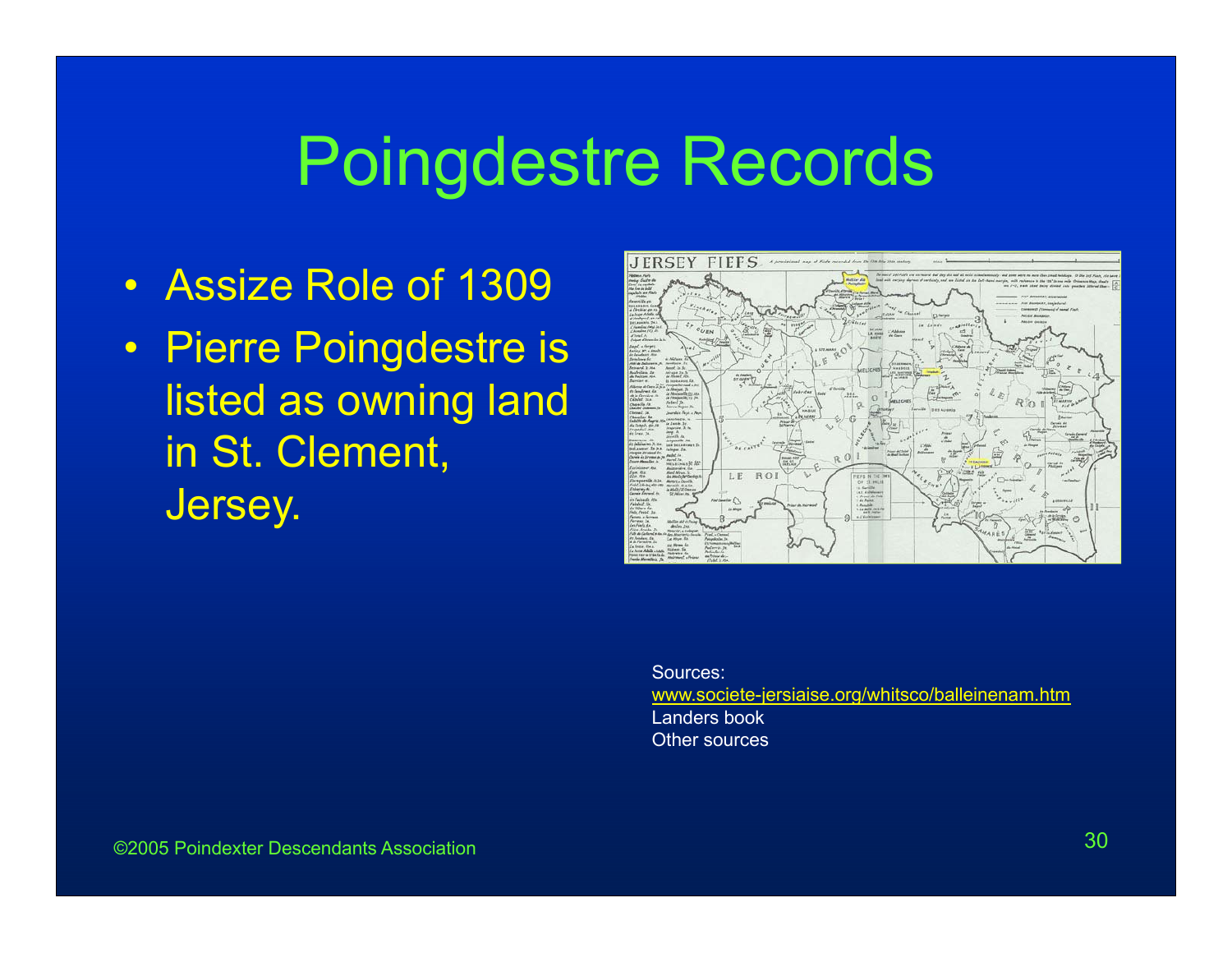# Poingdestre Records

- Assize Role of 1309
- Pierre Poingdestre is listed as owning land in St. Clement, Jersey.

Sources:
www.societe-jersiaise.org/whitsco/balleinenam.htm
Landers book
Other sources

©2005 Poindexter Descendants Association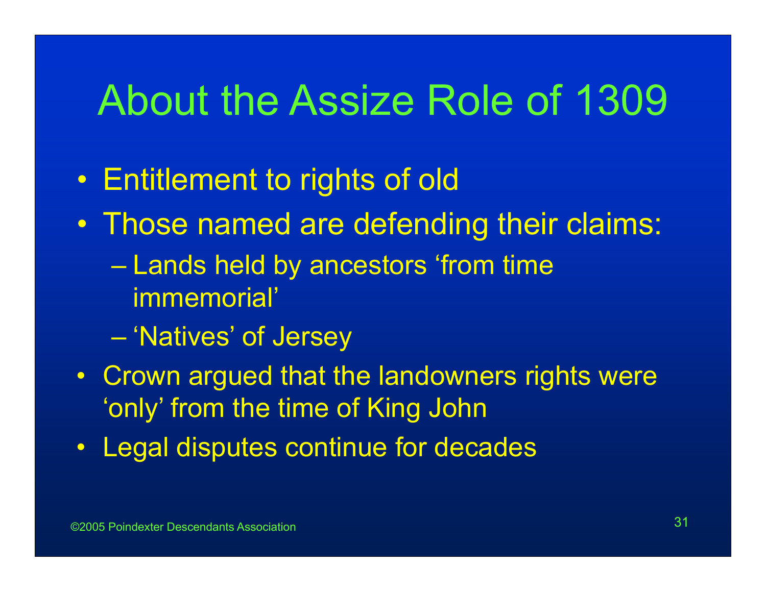# About the Assize Role of 1309

- Entitlement to rights of old
- Those named are defending their claims:
  - Lands held by ancestors 'from time immemorial'
  - 'Natives' of Jersey
- Crown argued that the landowners rights were 'only' from the time of King John
- Legal disputes continue for decades

©2005 Poindexter Descendants Association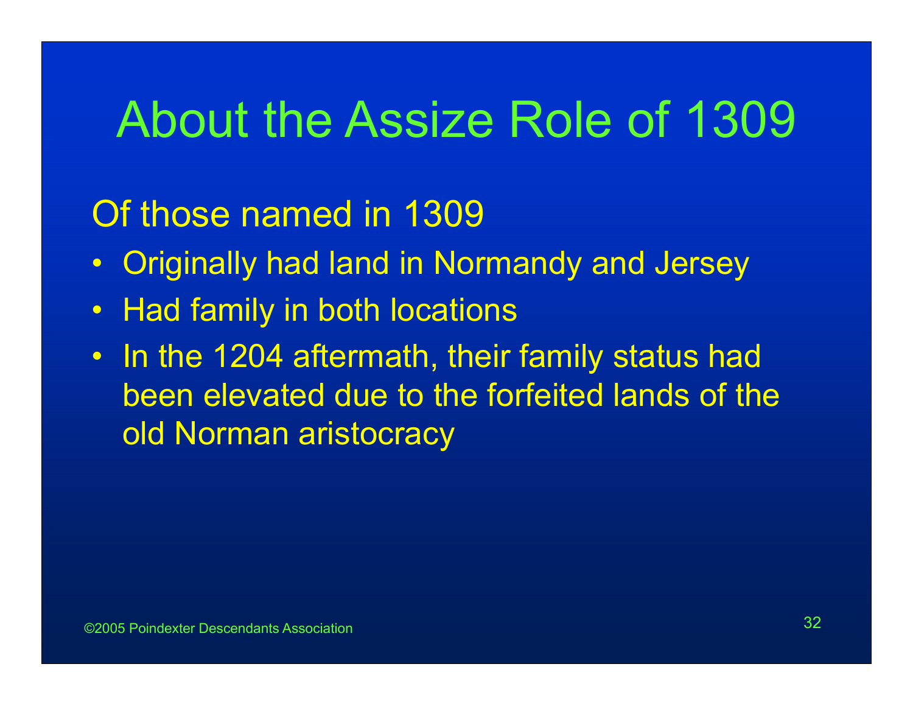# About the Assize Role of 1309

Of those named in 1309

- Originally had land in Normandy and Jersey
- Had family in both locations
- In the 1204 aftermath, their family status had been elevated due to the forfeited lands of the old Norman aristocracy

©2005 Poindexter Descendants Association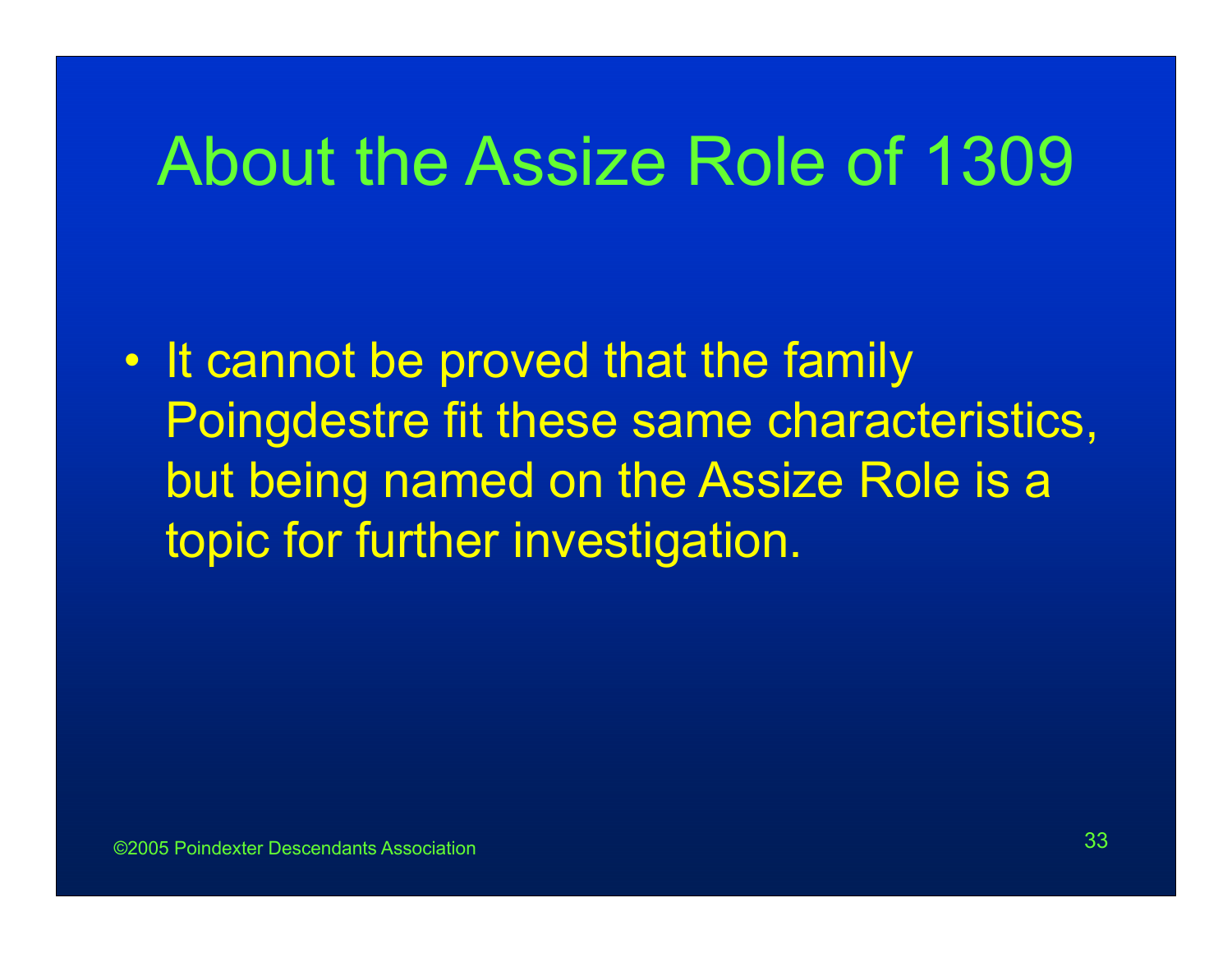# About the Assize Role of 1309

- It cannot be proved that the family Poingdestre fit these same characteristics, but being named on the Assize Role is a topic for further investigation.

©2005 Poindexter Descendants Association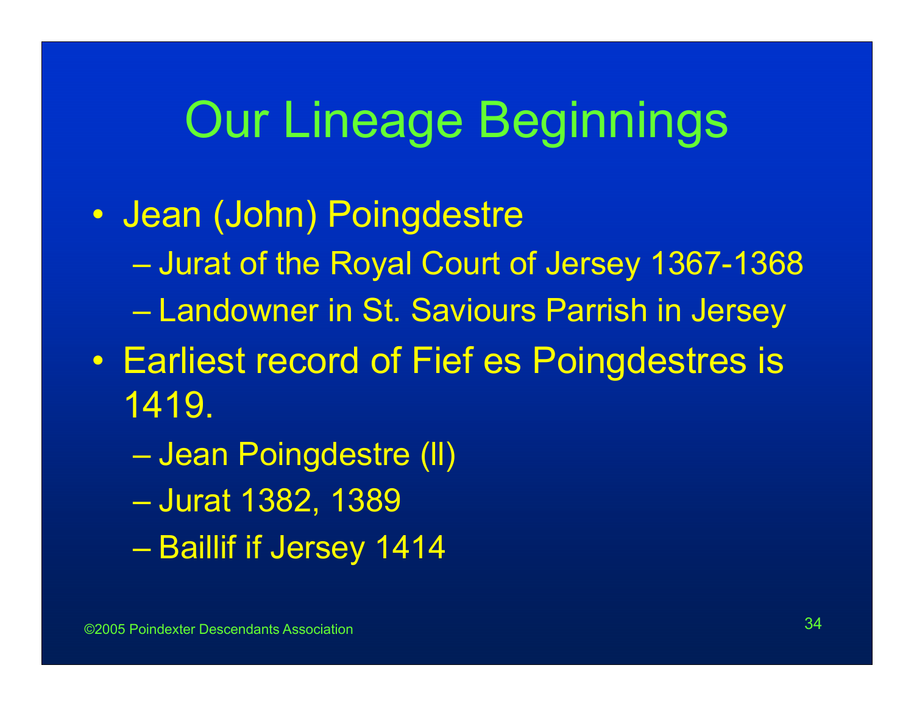# Our Lineage Beginnings

- Jean (John) Poingdestre
  - Jurat of the Royal Court of Jersey 1367-1368
  - Landowner in St. Saviours Parrish in Jersey
- Earliest record of Fief es Poingdestres is 1419.
  - Jean Poingdestre (II)
  - Jurat 1382, 1389
  - Baillif if Jersey 1414

©2005 Poindexter Descendants Association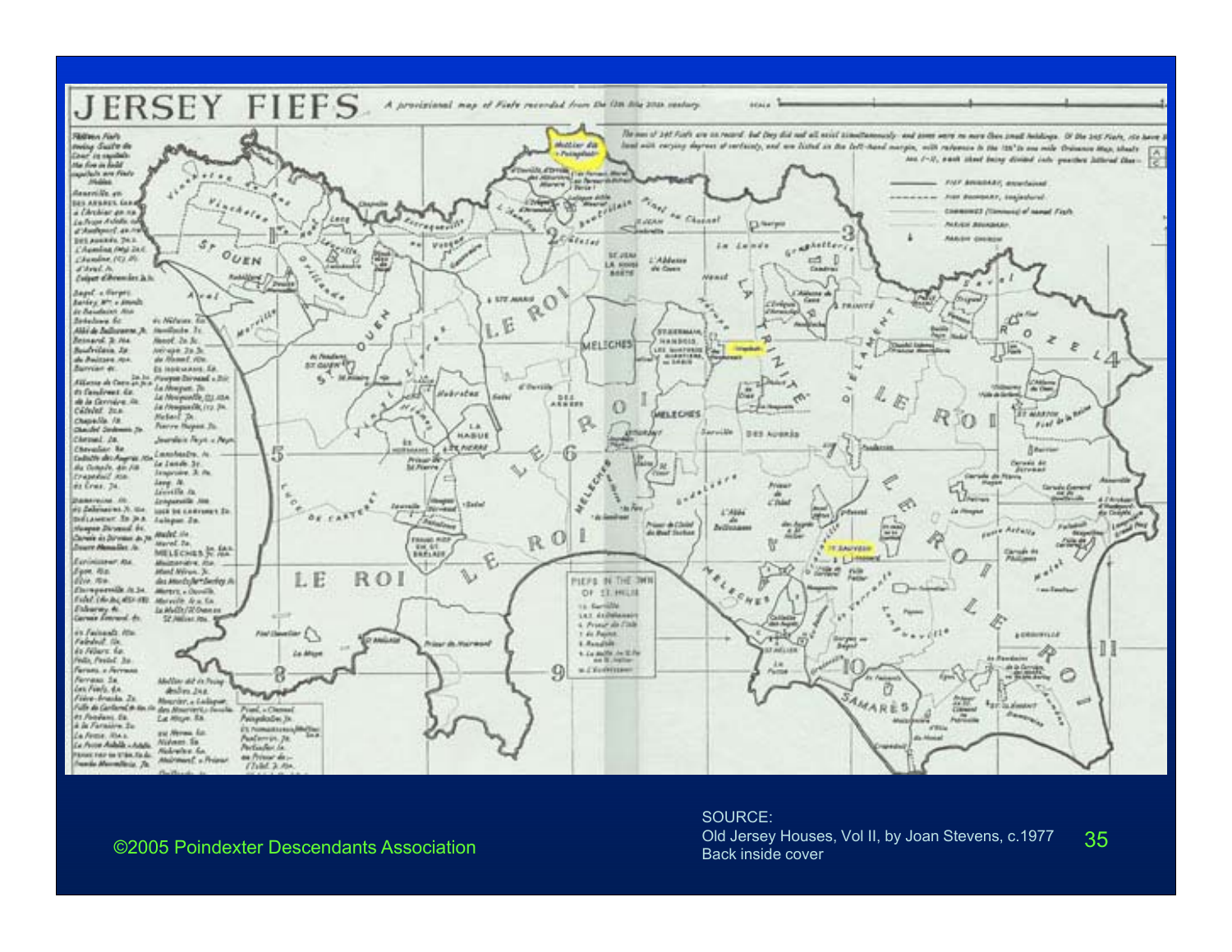# JERSEY FIEFS

*A provisional map of Fiefs recorded from the 12th to the 20th century*

SOURCE:
Old Jersey Houses, Vol II, by Joan Stevens, c.1977
Back inside cover

©2005 Poindexter Descendants Association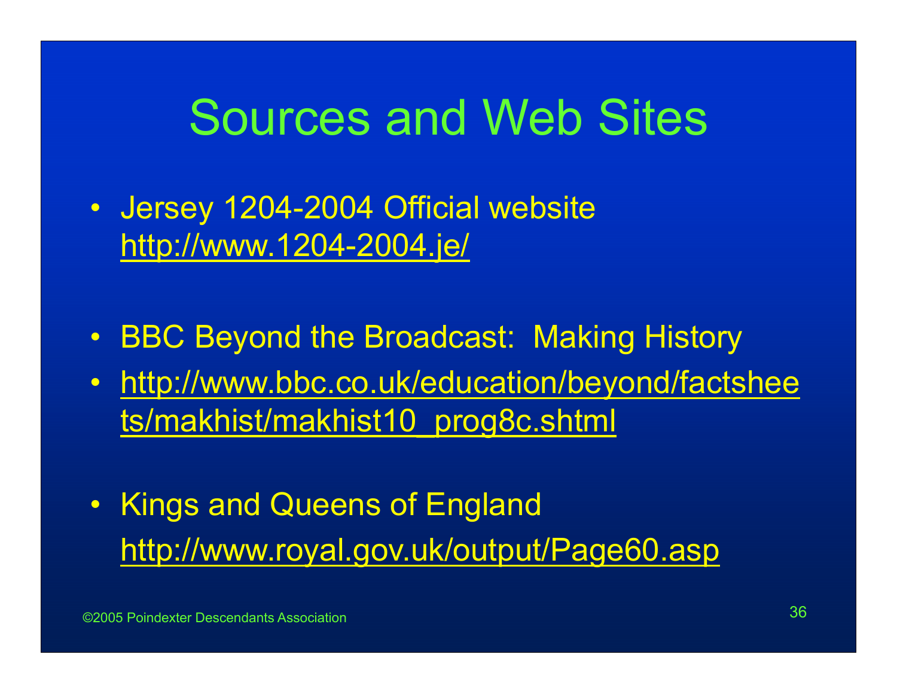# Sources and Web Sites

- Jersey 1204-2004 Official website
  http://www.1204-2004.je/

- BBC Beyond the Broadcast: Making History
- http://www.bbc.co.uk/education/beyond/factsheets/makhist/makhist10_prog8c.shtml

- Kings and Queens of England
  http://www.royal.gov.uk/output/Page60.asp

©2005 Poindexter Descendants Association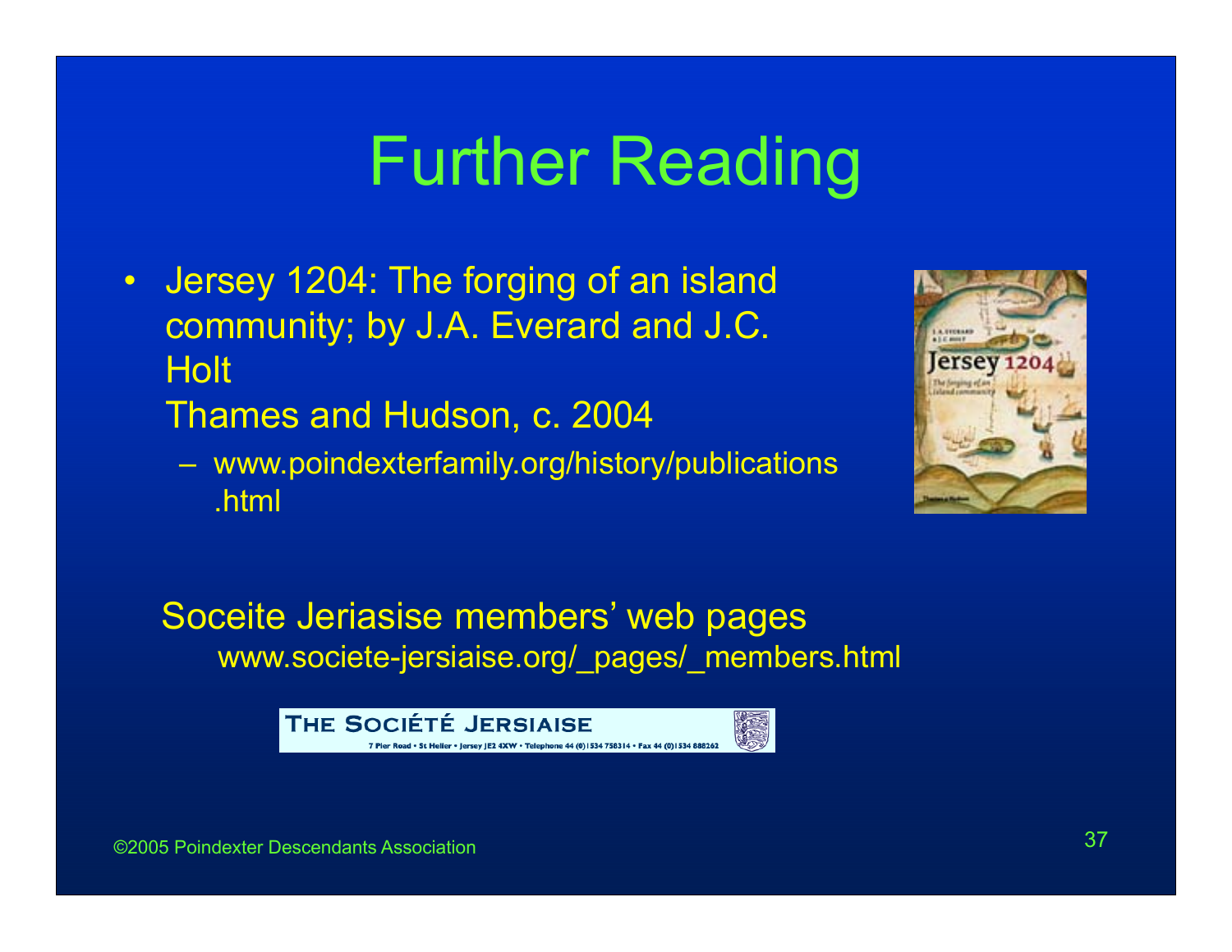# Further Reading

- Jersey 1204: The forging of an island community; by J.A. Everard and J.C. Holt
  Thames and Hudson, c. 2004
  - www.poindexterfamily.org/history/publications.html

Soceite Jeriasise members' web pages
www.societe-jersiaise.org/_pages/_members.html

THE SOCIÉTÉ JERSIAISE
7 Pier Road • St Helier • Jersey JE2 4XW • Telephone 44 (0)1534 758314 • Fax 44 (0)1534 888262

©2005 Poindexter Descendants Association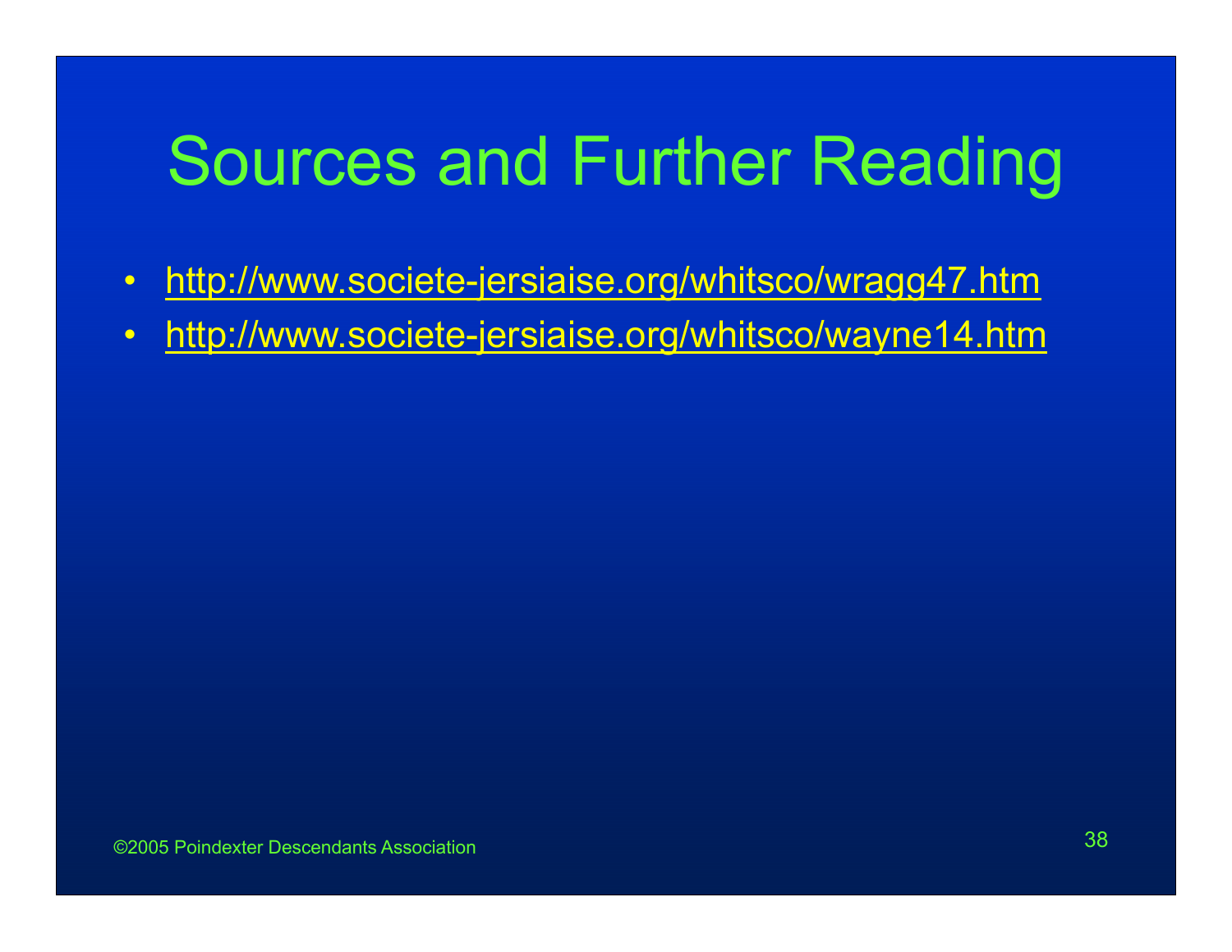# Sources and Further Reading

- http://www.societe-jersiaise.org/whitsco/wragg47.htm
- http://www.societe-jersiaise.org/whitsco/wayne14.htm

©2005 Poindexter Descendants Association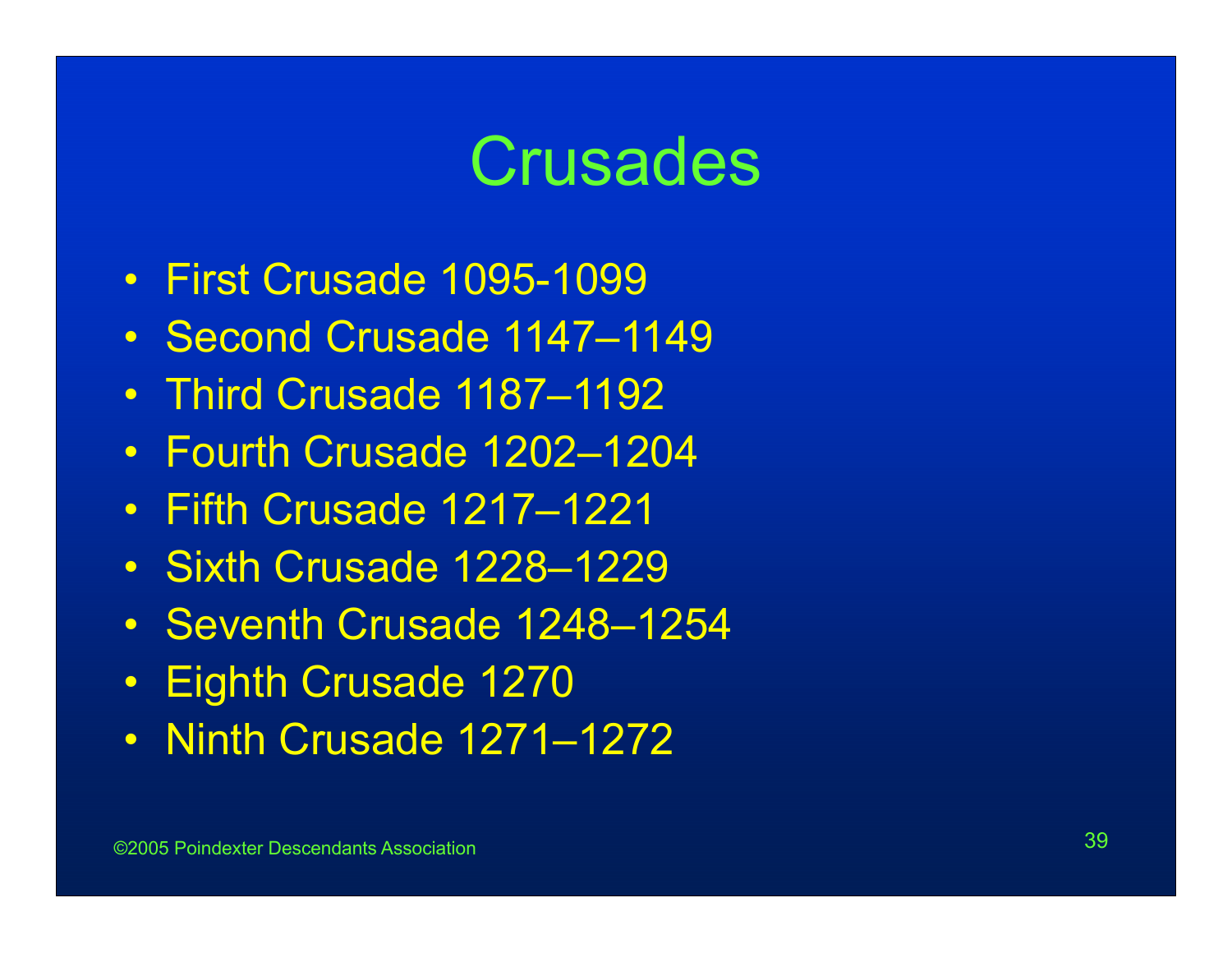# Crusades

- First Crusade 1095-1099
- Second Crusade 1147–1149
- Third Crusade 1187–1192
- Fourth Crusade 1202–1204
- Fifth Crusade 1217–1221
- Sixth Crusade 1228–1229
- Seventh Crusade 1248–1254
- Eighth Crusade 1270
- Ninth Crusade 1271–1272

©2005 Poindexter Descendants Association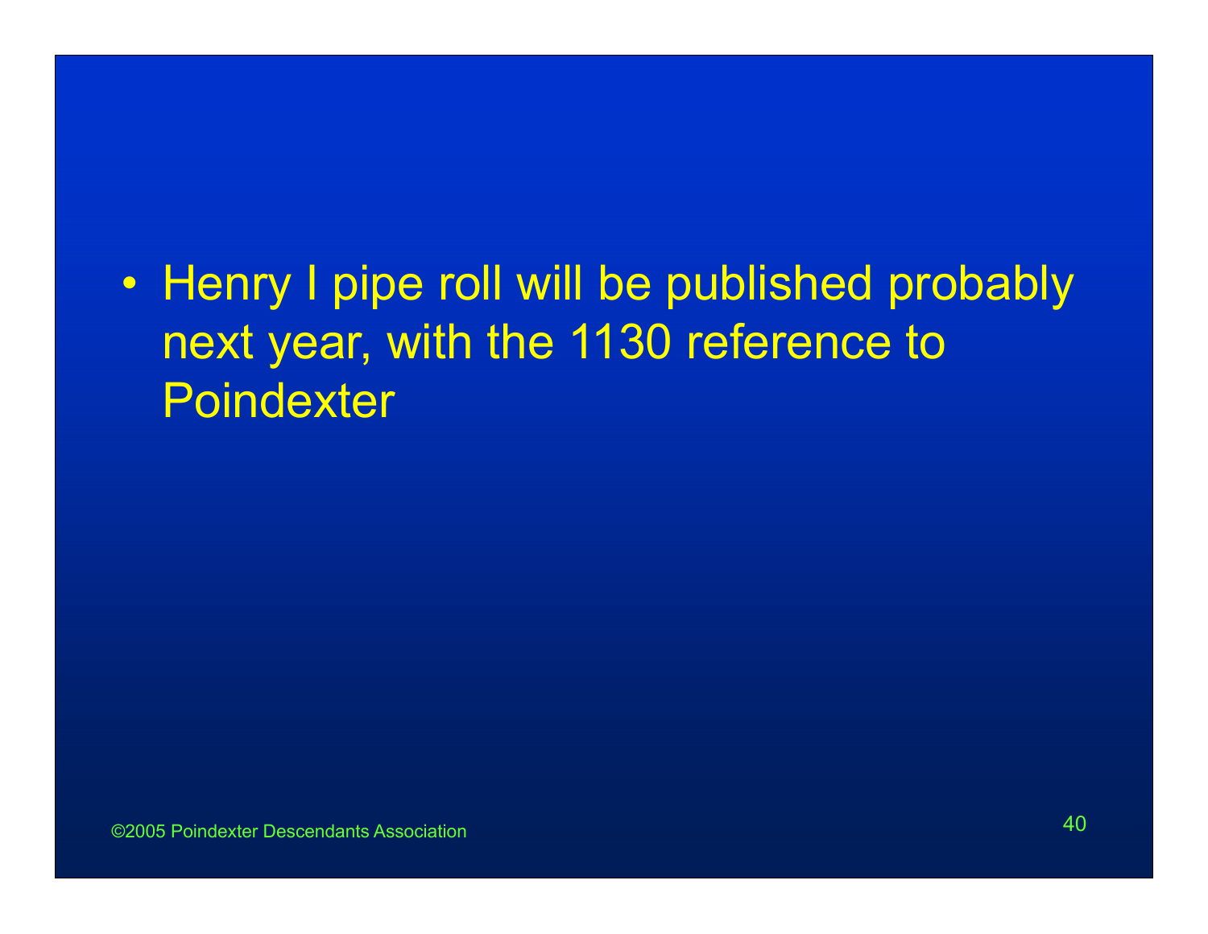- Henry I pipe roll will be published probably next year, with the 1130 reference to Poindexter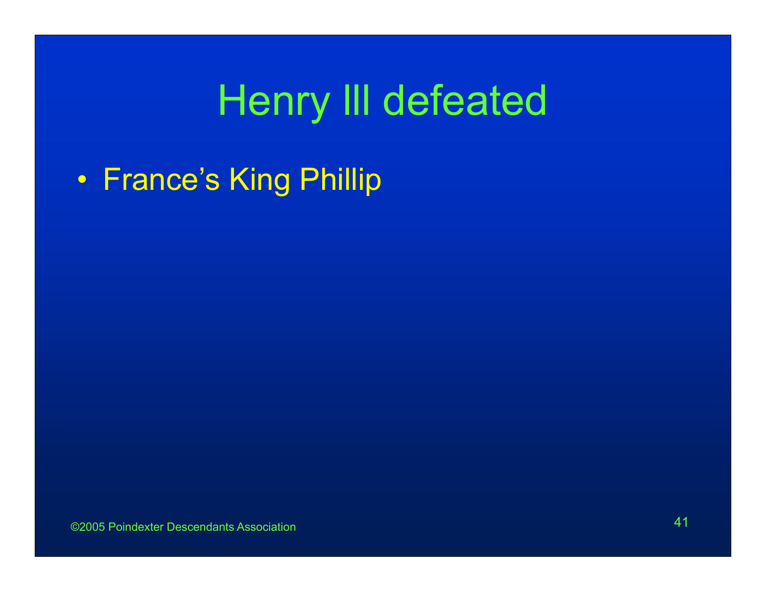# Henry III defeated

- France's King Phillip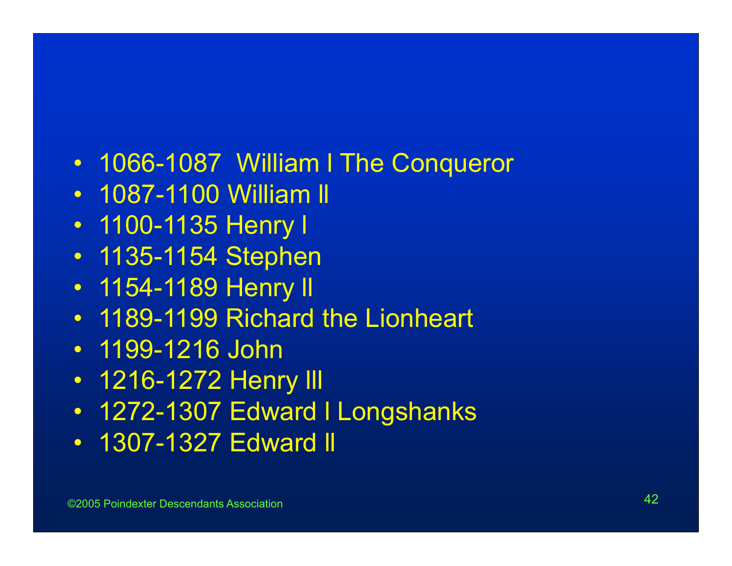- 1066-1087  William I The Conqueror
- 1087-1100 William II
- 1100-1135 Henry I
- 1135-1154 Stephen
- 1154-1189 Henry II
- 1189-1199 Richard the Lionheart
- 1199-1216 John
- 1216-1272 Henry III
- 1272-1307 Edward I Longshanks
- 1307-1327 Edward II

©2005 Poindexter Descendants Association